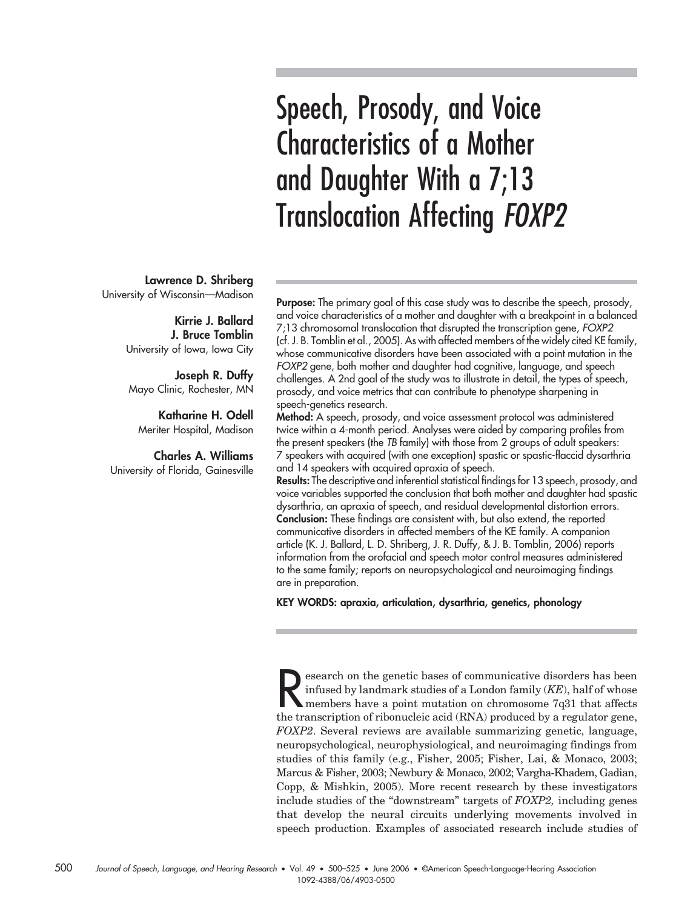# Speech, Prosody, and Voice Characteristics of a Mother and Daughter With a 7;13 Translocation Affecting *FOXP2*

**Lawrence D. Shriberg**
University of Wisconsin—Madison

**Kirrie J. Ballard**
**J. Bruce Tomblin**
University of Iowa, Iowa City

**Joseph R. Duffy**
Mayo Clinic, Rochester, MN

**Katharine H. Odell**
Meriter Hospital, Madison

**Charles A. Williams**
University of Florida, Gainesville

**Purpose:** The primary goal of this case study was to describe the speech, prosody, and voice characteristics of a mother and daughter with a breakpoint in a balanced 7;13 chromosomal translocation that disrupted the transcription gene, *FOXP2* (cf. J. B. Tomblin et al., 2005). As with affected members of the widely cited KE family, whose communicative disorders have been associated with a point mutation in the *FOXP2* gene, both mother and daughter had cognitive, language, and speech challenges. A 2nd goal of the study was to illustrate in detail, the types of speech, prosody, and voice metrics that can contribute to phenotype sharpening in speech-genetics research.

**Method:** A speech, prosody, and voice assessment protocol was administered twice within a 4-month period. Analyses were aided by comparing profiles from the present speakers (the *TB* family) with those from 2 groups of adult speakers: 7 speakers with acquired (with one exception) spastic or spastic-flaccid dysarthria and 14 speakers with acquired apraxia of speech.

**Results:** The descriptive and inferential statistical findings for 13 speech, prosody, and voice variables supported the conclusion that both mother and daughter had spastic dysarthria, an apraxia of speech, and residual developmental distortion errors.

**Conclusion:** These findings are consistent with, but also extend, the reported communicative disorders in affected members of the KE family. A companion article (K. J. Ballard, L. D. Shriberg, J. R. Duffy, & J. B. Tomblin, 2006) reports information from the orofacial and speech motor control measures administered to the same family; reports on neuropsychological and neuroimaging findings are in preparation.

**KEY WORDS: apraxia, articulation, dysarthria, genetics, phonology**

Research on the genetic bases of communicative disorders has been infused by landmark studies of a London family (*KE*), half of whose members have a point mutation on chromosome 7q31 that affects the transcription of ribonucleic acid (RNA) produced by a regulator gene, *FOXP2*. Several reviews are available summarizing genetic, language, neuropsychological, neurophysiological, and neuroimaging findings from studies of this family (e.g., Fisher, 2005; Fisher, Lai, & Monaco, 2003; Marcus & Fisher, 2003; Newbury & Monaco, 2002; Vargha-Khadem, Gadian, Copp, & Mishkin, 2005). More recent research by these investigators include studies of the "downstream" targets of *FOXP2*, including genes that develop the neural circuits underlying movements involved in speech production. Examples of associated research include studies of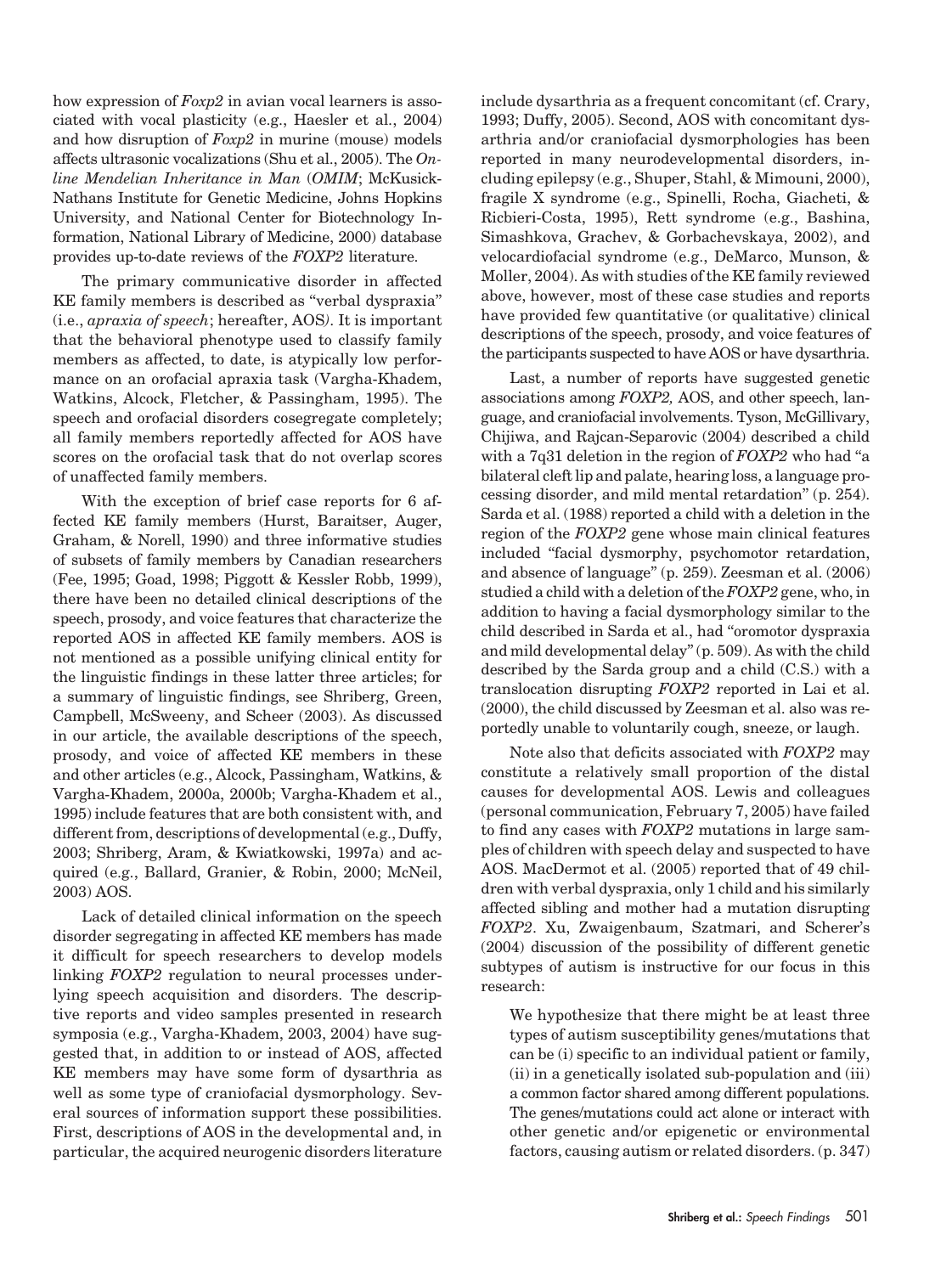how expression of *Foxp2* in avian vocal learners is associated with vocal plasticity (e.g., Haesler et al., 2004) and how disruption of *Foxp2* in murine (mouse) models affects ultrasonic vocalizations (Shu et al., 2005). The *Online Mendelian Inheritance in Man* (*OMIM*; McKusick-Nathans Institute for Genetic Medicine, Johns Hopkins University, and National Center for Biotechnology Information, National Library of Medicine, 2000) database provides up-to-date reviews of the *FOXP2* literature.

The primary communicative disorder in affected KE family members is described as "verbal dyspraxia" (i.e., *apraxia of speech*; hereafter, AOS). It is important that the behavioral phenotype used to classify family members as affected, to date, is atypically low performance on an orofacial apraxia task (Vargha-Khadem, Watkins, Alcock, Fletcher, & Passingham, 1995). The speech and orofacial disorders cosegregate completely; all family members reportedly affected for AOS have scores on the orofacial task that do not overlap scores of unaffected family members.

With the exception of brief case reports for 6 affected KE family members (Hurst, Baraitser, Auger, Graham, & Norell, 1990) and three informative studies of subsets of family members by Canadian researchers (Fee, 1995; Goad, 1998; Piggott & Kessler Robb, 1999), there have been no detailed clinical descriptions of the speech, prosody, and voice features that characterize the reported AOS in affected KE family members. AOS is not mentioned as a possible unifying clinical entity for the linguistic findings in these latter three articles; for a summary of linguistic findings, see Shriberg, Green, Campbell, McSweeny, and Scheer (2003). As discussed in our article, the available descriptions of the speech, prosody, and voice of affected KE members in these and other articles (e.g., Alcock, Passingham, Watkins, & Vargha-Khadem, 2000a, 2000b; Vargha-Khadem et al., 1995) include features that are both consistent with, and different from, descriptions of developmental (e.g., Duffy, 2003; Shriberg, Aram, & Kwiatkowski, 1997a) and acquired (e.g., Ballard, Granier, & Robin, 2000; McNeil, 2003) AOS.

Lack of detailed clinical information on the speech disorder segregating in affected KE members has made it difficult for speech researchers to develop models linking *FOXP2* regulation to neural processes underlying speech acquisition and disorders. The descriptive reports and video samples presented in research symposia (e.g., Vargha-Khadem, 2003, 2004) have suggested that, in addition to or instead of AOS, affected KE members may have some form of dysarthria as well as some type of craniofacial dysmorphology. Several sources of information support these possibilities. First, descriptions of AOS in the developmental and, in particular, the acquired neurogenic disorders literature include dysarthria as a frequent concomitant (cf. Crary, 1993; Duffy, 2005). Second, AOS with concomitant dysarthria and/or craniofacial dysmorphologies has been reported in many neurodevelopmental disorders, including epilepsy (e.g., Shuper, Stahl, & Mimouni, 2000), fragile X syndrome (e.g., Spinelli, Rocha, Giacheti, & Ricbieri-Costa, 1995), Rett syndrome (e.g., Bashina, Simashkova, Grachev, & Gorbachevskaya, 2002), and velocardiofacial syndrome (e.g., DeMarco, Munson, & Moller, 2004). As with studies of the KE family reviewed above, however, most of these case studies and reports have provided few quantitative (or qualitative) clinical descriptions of the speech, prosody, and voice features of the participants suspected to have AOS or have dysarthria.

Last, a number of reports have suggested genetic associations among *FOXP2,* AOS, and other speech, language, and craniofacial involvements. Tyson, McGillivary, Chijiwa, and Rajcan-Separovic (2004) described a child with a 7q31 deletion in the region of *FOXP2* who had "a bilateral cleft lip and palate, hearing loss, a language processing disorder, and mild mental retardation" (p. 254). Sarda et al. (1988) reported a child with a deletion in the region of the *FOXP2* gene whose main clinical features included "facial dysmorphy, psychomotor retardation, and absence of language" (p. 259). Zeesman et al. (2006) studied a child with a deletion of the *FOXP2* gene, who, in addition to having a facial dysmorphology similar to the child described in Sarda et al., had "oromotor dyspraxia and mild developmental delay" (p. 509). As with the child described by the Sarda group and a child (C.S.) with a translocation disrupting *FOXP2* reported in Lai et al. (2000), the child discussed by Zeesman et al. also was reportedly unable to voluntarily cough, sneeze, or laugh.

Note also that deficits associated with *FOXP2* may constitute a relatively small proportion of the distal causes for developmental AOS. Lewis and colleagues (personal communication, February 7, 2005) have failed to find any cases with *FOXP2* mutations in large samples of children with speech delay and suspected to have AOS. MacDermot et al. (2005) reported that of 49 children with verbal dyspraxia, only 1 child and his similarly affected sibling and mother had a mutation disrupting *FOXP2*. Xu, Zwaigenbaum, Szatmari, and Scherer's (2004) discussion of the possibility of different genetic subtypes of autism is instructive for our focus in this research:

> We hypothesize that there might be at least three types of autism susceptibility genes/mutations that can be (i) specific to an individual patient or family, (ii) in a genetically isolated sub-population and (iii) a common factor shared among different populations. The genes/mutations could act alone or interact with other genetic and/or epigenetic or environmental factors, causing autism or related disorders. (p. 347)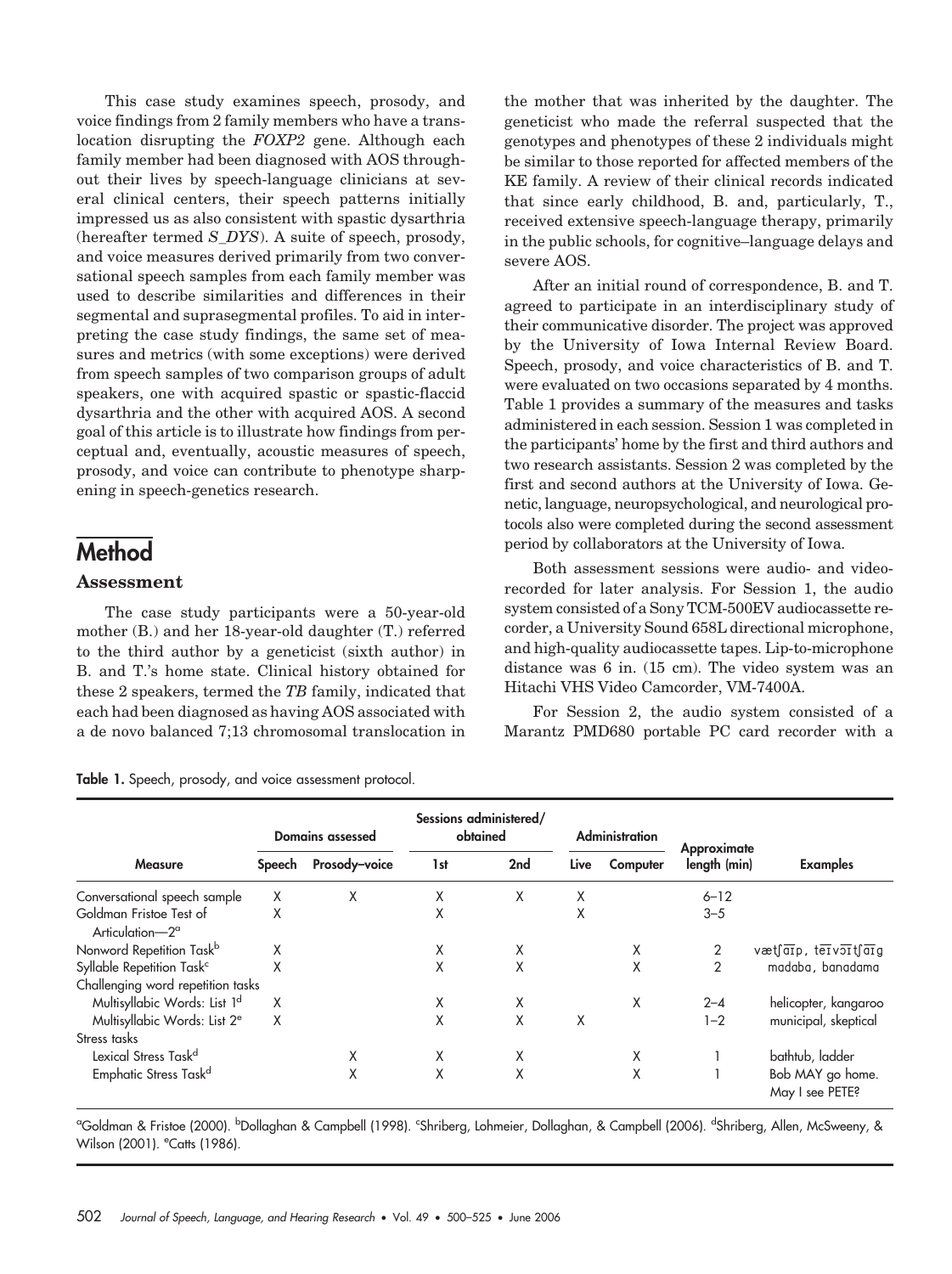This case study examines speech, prosody, and voice findings from 2 family members who have a translocation disrupting the *FOXP2* gene. Although each family member had been diagnosed with AOS throughout their lives by speech-language clinicians at several clinical centers, their speech patterns initially impressed us as also consistent with spastic dysarthria (hereafter termed *S_DYS*). A suite of speech, prosody, and voice measures derived primarily from two conversational speech samples from each family member was used to describe similarities and differences in their segmental and suprasegmental profiles. To aid in interpreting the case study findings, the same set of measures and metrics (with some exceptions) were derived from speech samples of two comparison groups of adult speakers, one with acquired spastic or spastic-flaccid dysarthria and the other with acquired AOS. A second goal of this article is to illustrate how findings from perceptual and, eventually, acoustic measures of speech, prosody, and voice can contribute to phenotype sharpening in speech-genetics research.

## Method

### Assessment

The case study participants were a 50-year-old mother (B.) and her 18-year-old daughter (T.) referred to the third author by a geneticist (sixth author) in B. and T.'s home state. Clinical history obtained for these 2 speakers, termed the *TB* family, indicated that each had been diagnosed as having AOS associated with a de novo balanced 7;13 chromosomal translocation in the mother that was inherited by the daughter. The geneticist who made the referral suspected that the genotypes and phenotypes of these 2 individuals might be similar to those reported for affected members of the KE family. A review of their clinical records indicated that since early childhood, B. and, particularly, T., received extensive speech-language therapy, primarily in the public schools, for cognitive–language delays and severe AOS.

After an initial round of correspondence, B. and T. agreed to participate in an interdisciplinary study of their communicative disorder. The project was approved by the University of Iowa Internal Review Board. Speech, prosody, and voice characteristics of B. and T. were evaluated on two occasions separated by 4 months. Table 1 provides a summary of the measures and tasks administered in each session. Session 1 was completed in the participants' home by the first and third authors and two research assistants. Session 2 was completed by the first and second authors at the University of Iowa. Genetic, language, neuropsychological, and neurological protocols also were completed during the second assessment period by collaborators at the University of Iowa.

Both assessment sessions were audio- and video-recorded for later analysis. For Session 1, the audio system consisted of a Sony TCM-500EV audiocassette recorder, a University Sound 658L directional microphone, and high-quality audiocassette tapes. Lip-to-microphone distance was 6 in. (15 cm). The video system was an Hitachi VHS Video Camcorder, VM-7400A.

For Session 2, the audio system consisted of a Marantz PMD680 portable PC card recorder with a

**Table 1.** Speech, prosody, and voice assessment protocol.

| Measure | Domains assessed | | Sessions administered/ obtained | | Administration | | Approximate length (min) | Examples |
|---|---|---|---|---|---|---|---|---|
| | Speech | Prosody–voice | 1st | 2nd | Live | Computer | | |
| Conversational speech sample | X | X | X | X | X | | 6–12 | |
| Goldman Fristoe Test of Articulation—2[a] | X | | X | | X | | 3–5 | |
| Nonword Repetition Task[b] | X | | X | X | | X | 2 | vætʃaɪp, teɪvɔɪtʃaɪg |
| Syllable Repetition Task[c] | X | | X | X | | X | 2 | madaba, banadama |
| Challenging word repetition tasks | | | | | | | | |
| Multisyllabic Words: List 1[d] | X | | X | X | | X | 2–4 | helicopter, kangaroo |
| Multisyllabic Words: List 2[e] | X | | X | X | X | | 1–2 | municipal, skeptical |
| Stress tasks | | | | | | | | |
| Lexical Stress Task[d] | | X | X | X | | X | 1 | bathtub, ladder |
| Emphatic Stress Task[d] | | X | X | X | | X | 1 | Bob MAY go home. May I see PETE? |

[a]Goldman & Fristoe (2000). [b]Dollaghan & Campbell (1998). [c]Shriberg, Lohmeier, Dollaghan, & Campbell (2006). [d]Shriberg, Allen, McSweeny, & Wilson (2001). [e]Catts (1986).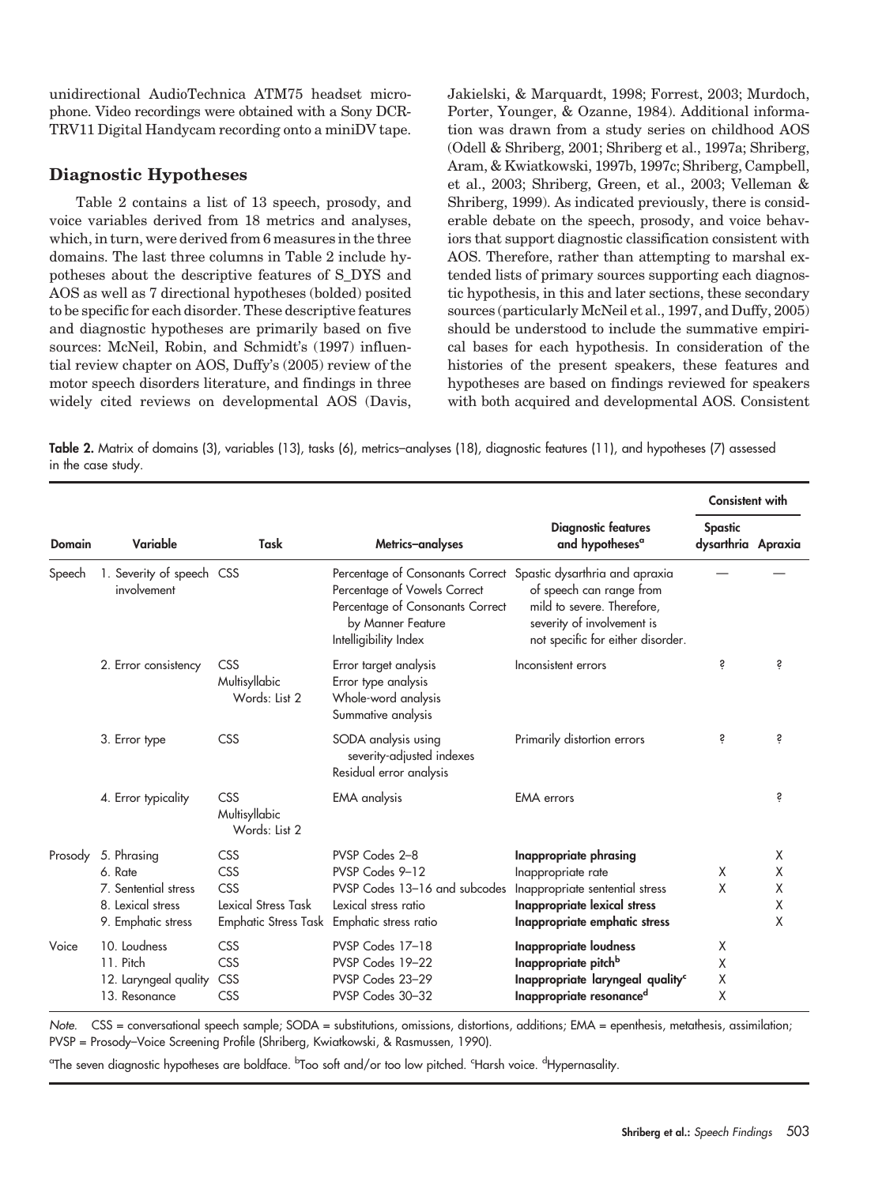unidirectional AudioTechnica ATM75 headset microphone. Video recordings were obtained with a Sony DCR-TRV11 Digital Handycam recording onto a miniDV tape.

## Diagnostic Hypotheses

Table 2 contains a list of 13 speech, prosody, and voice variables derived from 18 metrics and analyses, which, in turn, were derived from 6 measures in the three domains. The last three columns in Table 2 include hypotheses about the descriptive features of S_DYS and AOS as well as 7 directional hypotheses (bolded) posited to be specific for each disorder. These descriptive features and diagnostic hypotheses are primarily based on five sources: McNeil, Robin, and Schmidt's (1997) influential review chapter on AOS, Duffy's (2005) review of the motor speech disorders literature, and findings in three widely cited reviews on developmental AOS (Davis, Jakielski, & Marquardt, 1998; Forrest, 2003; Murdoch, Porter, Younger, & Ozanne, 1984). Additional information was drawn from a study series on childhood AOS (Odell & Shriberg, 2001; Shriberg et al., 1997a; Shriberg, Aram, & Kwiatkowski, 1997b, 1997c; Shriberg, Campbell, et al., 2003; Shriberg, Green, et al., 2003; Velleman & Shriberg, 1999). As indicated previously, there is considerable debate on the speech, prosody, and voice behaviors that support diagnostic classification consistent with AOS. Therefore, rather than attempting to marshal extended lists of primary sources supporting each diagnostic hypothesis, in this and later sections, these secondary sources (particularly McNeil et al., 1997, and Duffy, 2005) should be understood to include the summative empirical bases for each hypothesis. In consideration of the histories of the present speakers, these features and hypotheses are based on findings reviewed for speakers with both acquired and developmental AOS. Consistent

**Table 2.** Matrix of domains (3), variables (13), tasks (6), metrics–analyses (18), diagnostic features (11), and hypotheses (7) assessed in the case study.

| Domain | Variable | Task | Metrics–analyses | Diagnostic features and hypotheses[a] | Consistent with: Spastic dysarthria | Consistent with: Apraxia |
|---|---|---|---|---|---|---|
| Speech | 1. Severity of speech involvement | CSS | Percentage of Consonants Correct<br>Percentage of Vowels Correct<br>Percentage of Consonants Correct by Manner Feature<br>Intelligibility Index | Spastic dysarthria and apraxia of speech can range from mild to severe. Therefore, severity of involvement is not specific for either disorder. | — | — |
| | 2. Error consistency | CSS<br>Multisyllabic Words: List 2 | Error target analysis<br>Error type analysis<br>Whole-word analysis<br>Summative analysis | Inconsistent errors | ? | ? |
| | 3. Error type | CSS | SODA analysis using severity-adjusted indexes<br>Residual error analysis | Primarily distortion errors | ? | ? |
| | 4. Error typicality | CSS<br>Multisyllabic Words: List 2 | EMA analysis | EMA errors | | ? |
| Prosody | 5. Phrasing | CSS | PVSP Codes 2–8 | **Inappropriate phrasing** | | X |
| | 6. Rate | CSS | PVSP Codes 9–12 | Inappropriate rate | X | X |
| | 7. Sentential stress | CSS | PVSP Codes 13–16 and subcodes | Inappropriate sentential stress | X | X |
| | 8. Lexical stress | Lexical Stress Task | Lexical stress ratio | **Inappropriate lexical stress** | | X |
| | 9. Emphatic stress | Emphatic Stress Task | Emphatic stress ratio | **Inappropriate emphatic stress** | | X |
| Voice | 10. Loudness | CSS | PVSP Codes 17–18 | **Inappropriate loudness** | X | |
| | 11. Pitch | CSS | PVSP Codes 19–22 | **Inappropriate pitch**[b] | X | |
| | 12. Laryngeal quality | CSS | PVSP Codes 23–29 | **Inappropriate laryngeal quality**[c] | X | |
| | 13. Resonance | CSS | PVSP Codes 30–32 | **Inappropriate resonance**[d] | X | |

*Note.* CSS = conversational speech sample; SODA = substitutions, omissions, distortions, additions; EMA = epenthesis, metathesis, assimilation; PVSP = Prosody–Voice Screening Profile (Shriberg, Kwiatkowski, & Rasmussen, 1990).

[a]The seven diagnostic hypotheses are boldface. [b]Too soft and/or too low pitched. [c]Harsh voice. [d]Hypernasality.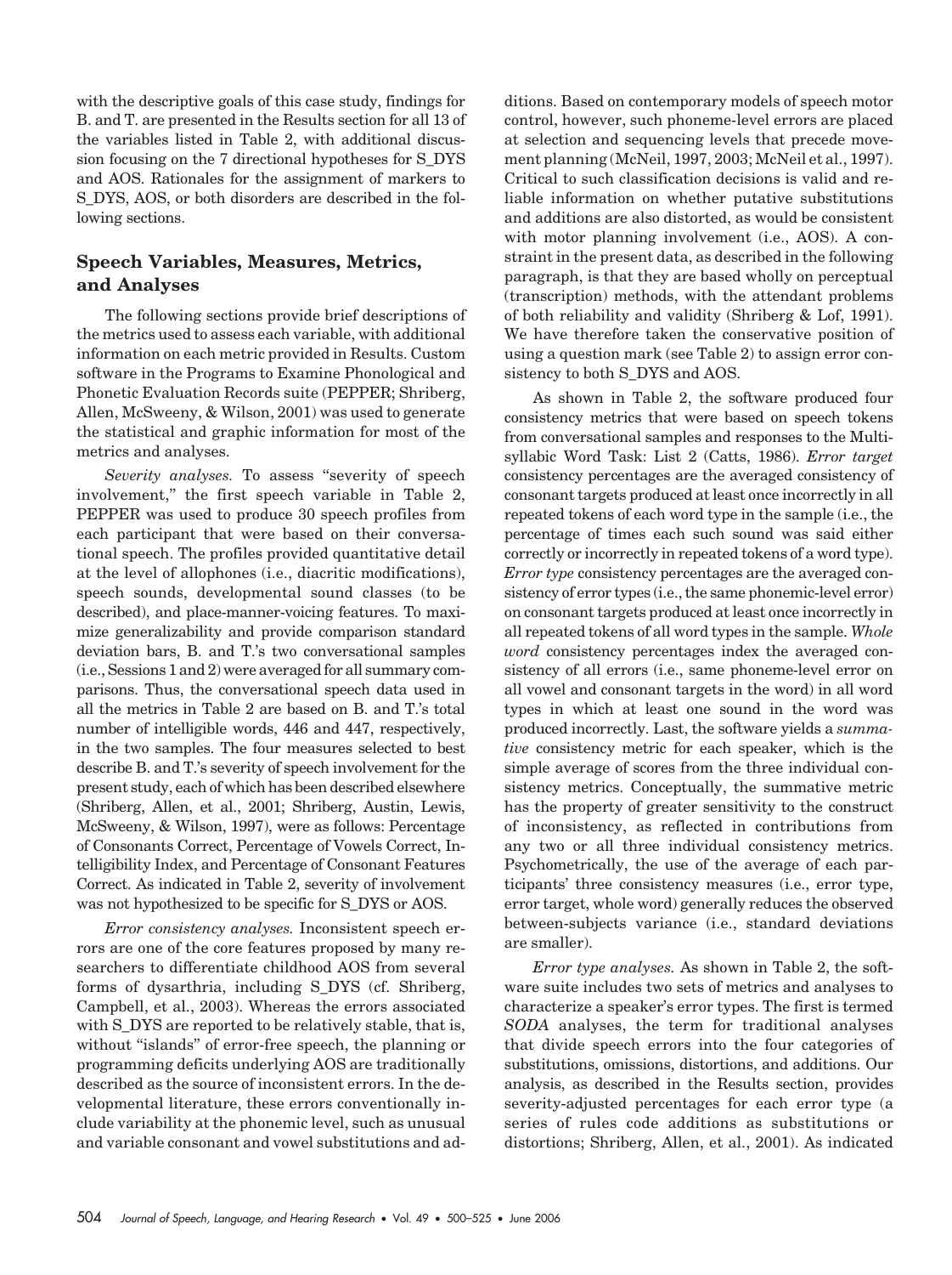with the descriptive goals of this case study, findings for B. and T. are presented in the Results section for all 13 of the variables listed in Table 2, with additional discussion focusing on the 7 directional hypotheses for S_DYS and AOS. Rationales for the assignment of markers to S_DYS, AOS, or both disorders are described in the following sections.

## Speech Variables, Measures, Metrics, and Analyses

The following sections provide brief descriptions of the metrics used to assess each variable, with additional information on each metric provided in Results. Custom software in the Programs to Examine Phonological and Phonetic Evaluation Records suite (PEPPER; Shriberg, Allen, McSweeny, & Wilson, 2001) was used to generate the statistical and graphic information for most of the metrics and analyses.

*Severity analyses.* To assess "severity of speech involvement," the first speech variable in Table 2, PEPPER was used to produce 30 speech profiles from each participant that were based on their conversational speech. The profiles provided quantitative detail at the level of allophones (i.e., diacritic modifications), speech sounds, developmental sound classes (to be described), and place-manner-voicing features. To maximize generalizability and provide comparison standard deviation bars, B. and T.'s two conversational samples (i.e., Sessions 1 and 2) were averaged for all summary comparisons. Thus, the conversational speech data used in all the metrics in Table 2 are based on B. and T.'s total number of intelligible words, 446 and 447, respectively, in the two samples. The four measures selected to best describe B. and T.'s severity of speech involvement for the present study, each of which has been described elsewhere (Shriberg, Allen, et al., 2001; Shriberg, Austin, Lewis, McSweeny, & Wilson, 1997), were as follows: Percentage of Consonants Correct, Percentage of Vowels Correct, Intelligibility Index, and Percentage of Consonant Features Correct. As indicated in Table 2, severity of involvement was not hypothesized to be specific for S_DYS or AOS.

*Error consistency analyses.* Inconsistent speech errors are one of the core features proposed by many researchers to differentiate childhood AOS from several forms of dysarthria, including S_DYS (cf. Shriberg, Campbell, et al., 2003). Whereas the errors associated with S_DYS are reported to be relatively stable, that is, without "islands" of error-free speech, the planning or programming deficits underlying AOS are traditionally described as the source of inconsistent errors. In the developmental literature, these errors conventionally include variability at the phonemic level, such as unusual and variable consonant and vowel substitutions and additions. Based on contemporary models of speech motor control, however, such phoneme-level errors are placed at selection and sequencing levels that precede movement planning (McNeil, 1997, 2003; McNeil et al., 1997). Critical to such classification decisions is valid and reliable information on whether putative substitutions and additions are also distorted, as would be consistent with motor planning involvement (i.e., AOS). A constraint in the present data, as described in the following paragraph, is that they are based wholly on perceptual (transcription) methods, with the attendant problems of both reliability and validity (Shriberg & Lof, 1991). We have therefore taken the conservative position of using a question mark (see Table 2) to assign error consistency to both S_DYS and AOS.

As shown in Table 2, the software produced four consistency metrics that were based on speech tokens from conversational samples and responses to the Multisyllabic Word Task: List 2 (Catts, 1986). *Error target* consistency percentages are the averaged consistency of consonant targets produced at least once incorrectly in all repeated tokens of each word type in the sample (i.e., the percentage of times each such sound was said either correctly or incorrectly in repeated tokens of a word type). *Error type* consistency percentages are the averaged consistency of error types (i.e., the same phonemic-level error) on consonant targets produced at least once incorrectly in all repeated tokens of all word types in the sample. *Whole word* consistency percentages index the averaged consistency of all errors (i.e., same phoneme-level error on all vowel and consonant targets in the word) in all word types in which at least one sound in the word was produced incorrectly. Last, the software yields a *summative* consistency metric for each speaker, which is the simple average of scores from the three individual consistency metrics. Conceptually, the summative metric has the property of greater sensitivity to the construct of inconsistency, as reflected in contributions from any two or all three individual consistency metrics. Psychometrically, the use of the average of each participants' three consistency measures (i.e., error type, error target, whole word) generally reduces the observed between-subjects variance (i.e., standard deviations are smaller).

*Error type analyses.* As shown in Table 2, the software suite includes two sets of metrics and analyses to characterize a speaker's error types. The first is termed *SODA* analyses, the term for traditional analyses that divide speech errors into the four categories of substitutions, omissions, distortions, and additions. Our analysis, as described in the Results section, provides severity-adjusted percentages for each error type (a series of rules code additions as substitutions or distortions; Shriberg, Allen, et al., 2001). As indicated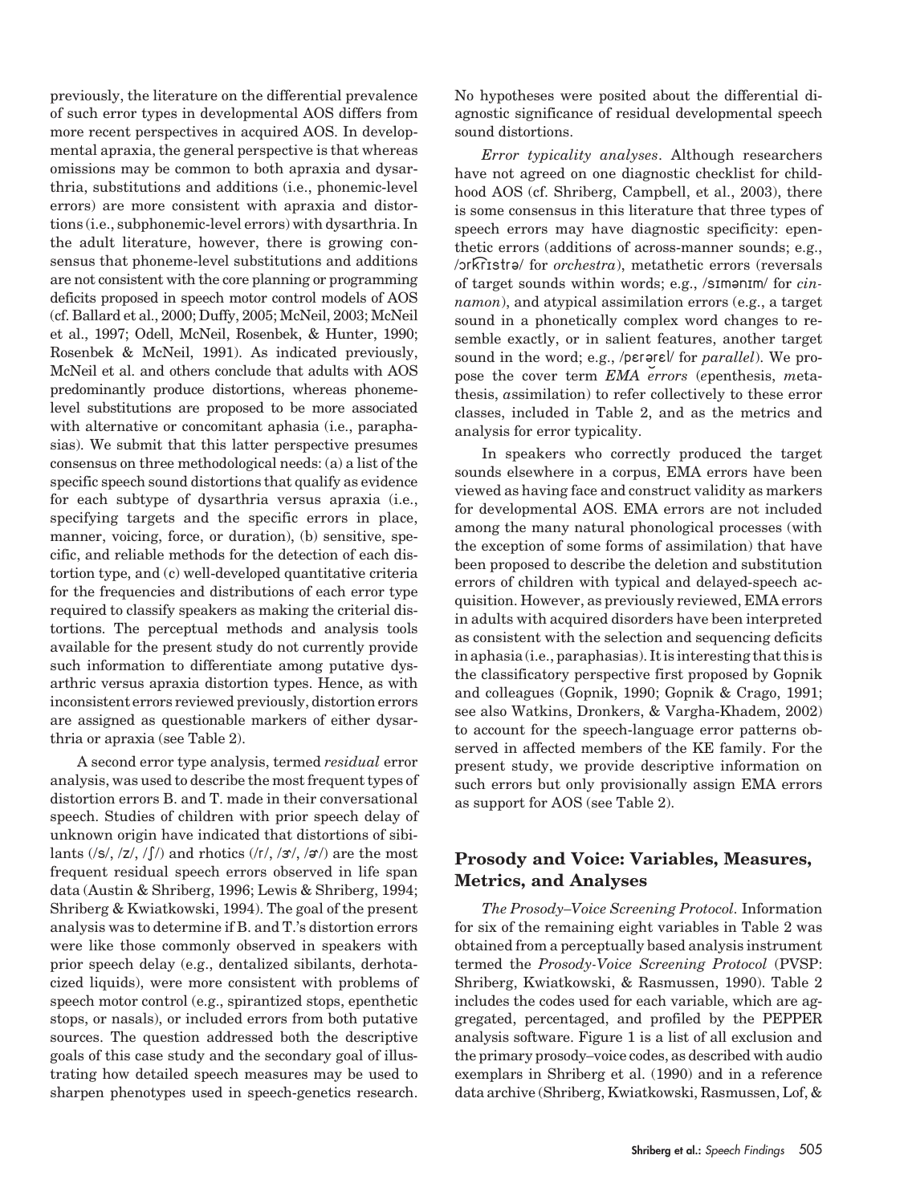previously, the literature on the differential prevalence of such error types in developmental AOS differs from more recent perspectives in acquired AOS. In developmental apraxia, the general perspective is that whereas omissions may be common to both apraxia and dysarthria, substitutions and additions (i.e., phonemic-level errors) are more consistent with apraxia and distortions (i.e., subphonemic-level errors) with dysarthria. In the adult literature, however, there is growing consensus that phoneme-level substitutions and additions are not consistent with the core planning or programming deficits proposed in speech motor control models of AOS (cf. Ballard et al., 2000; Duffy, 2005; McNeil, 2003; McNeil et al., 1997; Odell, McNeil, Rosenbek, & Hunter, 1990; Rosenbek & McNeil, 1991). As indicated previously, McNeil et al. and others conclude that adults with AOS predominantly produce distortions, whereas phoneme-level substitutions are proposed to be more associated with alternative or concomitant aphasia (i.e., paraphasias). We submit that this latter perspective presumes consensus on three methodological needs: (a) a list of the specific speech sound distortions that qualify as evidence for each subtype of dysarthria versus apraxia (i.e., specifying targets and the specific errors in place, manner, voicing, force, or duration), (b) sensitive, specific, and reliable methods for the detection of each distortion type, and (c) well-developed quantitative criteria for the frequencies and distributions of each error type required to classify speakers as making the criterial distortions. The perceptual methods and analysis tools available for the present study do not currently provide such information to differentiate among putative dysarthric versus apraxia distortion types. Hence, as with inconsistent errors reviewed previously, distortion errors are assigned as questionable markers of either dysarthria or apraxia (see Table 2).

A second error type analysis, termed *residual* error analysis, was used to describe the most frequent types of distortion errors B. and T. made in their conversational speech. Studies of children with prior speech delay of unknown origin have indicated that distortions of sibilants (/s/, /z/, /ʃ/) and rhotics (/r/, /ɝ/, /ɚ/) are the most frequent residual speech errors observed in life span data (Austin & Shriberg, 1996; Lewis & Shriberg, 1994; Shriberg & Kwiatkowski, 1994). The goal of the present analysis was to determine if B. and T.'s distortion errors were like those commonly observed in speakers with prior speech delay (e.g., dentalized sibilants, derhotacized liquids), were more consistent with problems of speech motor control (e.g., spirantized stops, epenthetic stops, or nasals), or included errors from both putative sources. The question addressed both the descriptive goals of this case study and the secondary goal of illustrating how detailed speech measures may be used to sharpen phenotypes used in speech-genetics research. No hypotheses were posited about the differential diagnostic significance of residual developmental speech sound distortions.

*Error typicality analyses*. Although researchers have not agreed on one diagnostic checklist for childhood AOS (cf. Shriberg, Campbell, et al., 2003), there is some consensus in this literature that three types of speech errors may have diagnostic specificity: epenthetic errors (additions of across-manner sounds; e.g., /ɔrk͡rɪstrə/ for *orchestra*), metathetic errors (reversals of target sounds within words; e.g., /sɪmənɪm/ for *cinnamon*), and atypical assimilation errors (e.g., a target sound in a phonetically complex word changes to resemble exactly, or in salient features, another target sound in the word; e.g., /pɛrərɛl/ for *parallel*). We propose the cover term *EMA errors* (*e*penthesis, *m*etathesis, *a*ssimilation) to refer collectively to these error classes, included in Table 2, and as the metrics and analysis for error typicality.

In speakers who correctly produced the target sounds elsewhere in a corpus, EMA errors have been viewed as having face and construct validity as markers for developmental AOS. EMA errors are not included among the many natural phonological processes (with the exception of some forms of assimilation) that have been proposed to describe the deletion and substitution errors of children with typical and delayed-speech acquisition. However, as previously reviewed, EMA errors in adults with acquired disorders have been interpreted as consistent with the selection and sequencing deficits in aphasia (i.e., paraphasias). It is interesting that this is the classificatory perspective first proposed by Gopnik and colleagues (Gopnik, 1990; Gopnik & Crago, 1991; see also Watkins, Dronkers, & Vargha-Khadem, 2002) to account for the speech-language error patterns observed in affected members of the KE family. For the present study, we provide descriptive information on such errors but only provisionally assign EMA errors as support for AOS (see Table 2).

## Prosody and Voice: Variables, Measures, Metrics, and Analyses

*The Prosody–Voice Screening Protocol*. Information for six of the remaining eight variables in Table 2 was obtained from a perceptually based analysis instrument termed the *Prosody-Voice Screening Protocol* (PVSP: Shriberg, Kwiatkowski, & Rasmussen, 1990). Table 2 includes the codes used for each variable, which are aggregated, percentaged, and profiled by the PEPPER analysis software. Figure 1 is a list of all exclusion and the primary prosody–voice codes, as described with audio exemplars in Shriberg et al. (1990) and in a reference data archive (Shriberg, Kwiatkowski, Rasmussen, Lof, &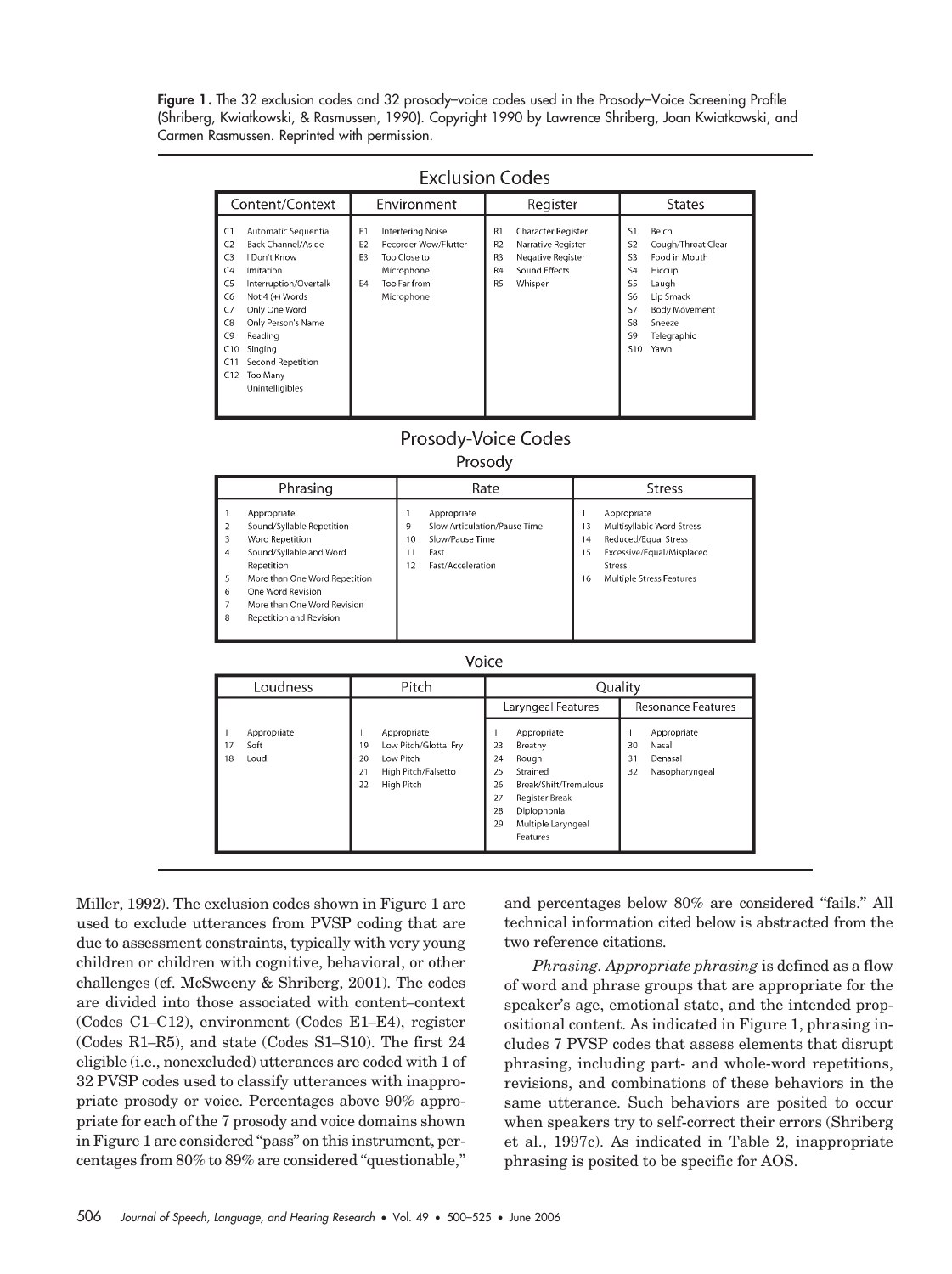**Figure 1.** The 32 exclusion codes and 32 prosody–voice codes used in the Prosody–Voice Screening Profile (Shriberg, Kwiatkowski, & Rasmussen, 1990). Copyright 1990 by Lawrence Shriberg, Joan Kwiatkowski, and Carmen Rasmussen. Reprinted with permission.

**Exclusion Codes**

| Content/Context | Environment | Register | States |
|---|---|---|---|
| C1 Automatic Sequential | E1 Interfering Noise | R1 Character Register | S1 Belch |
| C2 Back Channel/Aside | E2 Recorder Wow/Flutter | R2 Narrative Register | S2 Cough/Throat Clear |
| C3 I Don't Know | E3 Too Close to Microphone | R3 Negative Register | S3 Food in Mouth |
| C4 Imitation | E4 Too Far from Microphone | R4 Sound Effects | S4 Hiccup |
| C5 Interruption/Overtalk | | R5 Whisper | S5 Laugh |
| C6 Not 4 (+) Words | | | S6 Lip Smack |
| C7 Only One Word | | | S7 Body Movement |
| C8 Only Person's Name | | | S8 Sneeze |
| C9 Reading | | | S9 Telegraphic |
| C10 Singing | | | S10 Yawn |
| C11 Second Repetition | | | |
| C12 Too Many Unintelligibles | | | |

**Prosody-Voice Codes**

Prosody

| Phrasing | Rate | Stress |
|---|---|---|
| 1 Appropriate | 1 Appropriate | 1 Appropriate |
| 2 Sound/Syllable Repetition | 9 Slow Articulation/Pause Time | 13 Multisyllabic Word Stress |
| 3 Word Repetition | 10 Slow/Pause Time | 14 Reduced/Equal Stress |
| 4 Sound/Syllable and Word Repetition | 11 Fast | 15 Excessive/Equal/Misplaced Stress |
| 5 More than One Word Repetition | 12 Fast/Acceleration | 16 Multiple Stress Features |
| 6 One Word Revision | | |
| 7 More than One Word Revision | | |
| 8 Repetition and Revision | | |

Voice

| Loudness | Pitch | Quality: Laryngeal Features | Quality: Resonance Features |
|---|---|---|---|
| 1 Appropriate | 1 Appropriate | 1 Appropriate | 1 Appropriate |
| 17 Soft | 19 Low Pitch/Glottal Fry | 23 Breathy | 30 Nasal |
| 18 Loud | 20 Low Pitch | 24 Rough | 31 Denasal |
| | 21 High Pitch/Falsetto | 25 Strained | 32 Nasopharyngeal |
| | 22 High Pitch | 26 Break/Shift/Tremulous | |
| | | 27 Register Break | |
| | | 28 Diplophonia | |
| | | 29 Multiple Laryngeal Features | |

Miller, 1992). The exclusion codes shown in Figure 1 are used to exclude utterances from PVSP coding that are due to assessment constraints, typically with very young children or children with cognitive, behavioral, or other challenges (cf. McSweeny & Shriberg, 2001). The codes are divided into those associated with content–context (Codes C1–C12), environment (Codes E1–E4), register (Codes R1–R5), and state (Codes S1–S10). The first 24 eligible (i.e., nonexcluded) utterances are coded with 1 of 32 PVSP codes used to classify utterances with inappropriate prosody or voice. Percentages above 90% appropriate for each of the 7 prosody and voice domains shown in Figure 1 are considered "pass" on this instrument, percentages from 80% to 89% are considered "questionable," and percentages below 80% are considered "fails." All technical information cited below is abstracted from the two reference citations.

*Phrasing. Appropriate phrasing* is defined as a flow of word and phrase groups that are appropriate for the speaker's age, emotional state, and the intended propositional content. As indicated in Figure 1, phrasing includes 7 PVSP codes that assess elements that disrupt phrasing, including part- and whole-word repetitions, revisions, and combinations of these behaviors in the same utterance. Such behaviors are posited to occur when speakers try to self-correct their errors (Shriberg et al., 1997c). As indicated in Table 2, inappropriate phrasing is posited to be specific for AOS.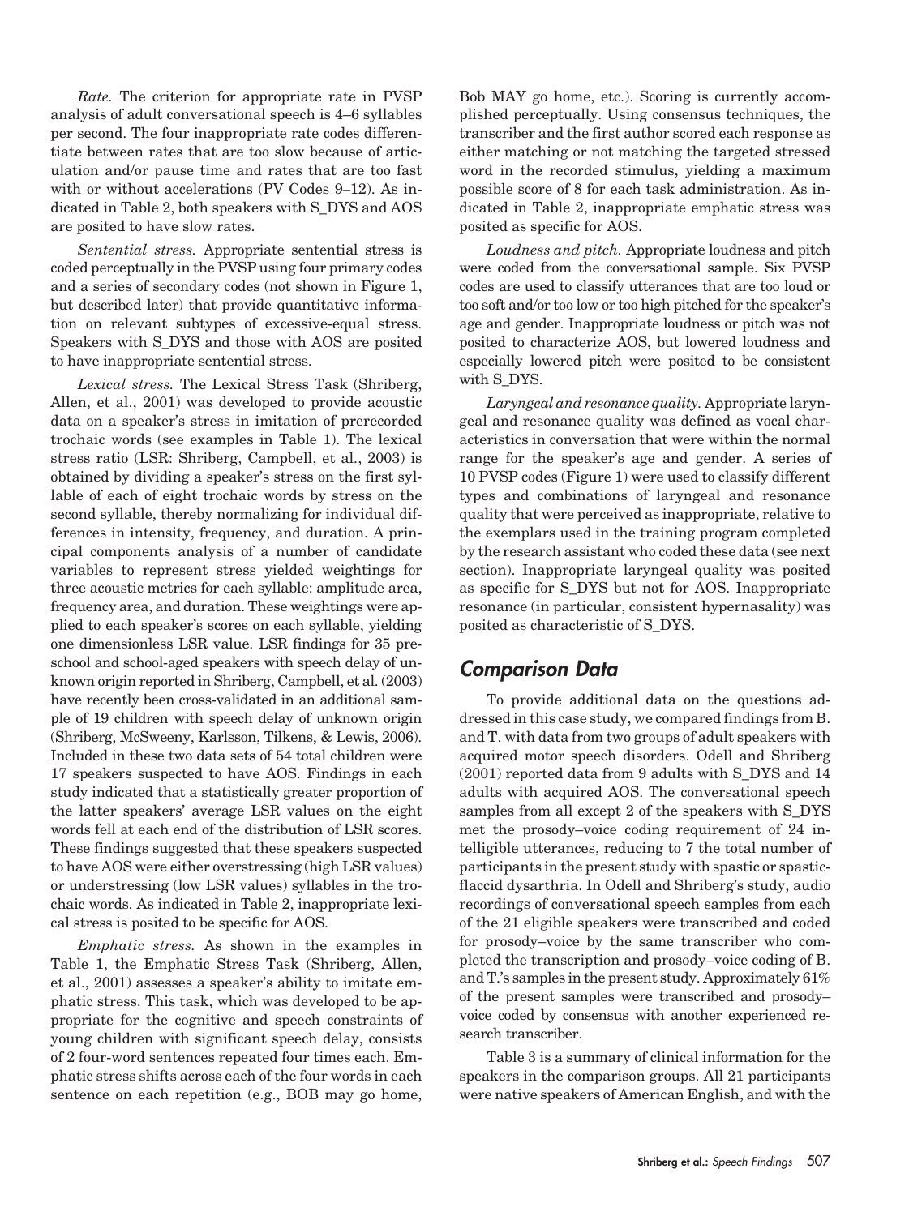*Rate.* The criterion for appropriate rate in PVSP analysis of adult conversational speech is 4–6 syllables per second. The four inappropriate rate codes differentiate between rates that are too slow because of articulation and/or pause time and rates that are too fast with or without accelerations (PV Codes 9–12). As indicated in Table 2, both speakers with S_DYS and AOS are posited to have slow rates.

*Sentential stress.* Appropriate sentential stress is coded perceptually in the PVSP using four primary codes and a series of secondary codes (not shown in Figure 1, but described later) that provide quantitative information on relevant subtypes of excessive-equal stress. Speakers with S_DYS and those with AOS are posited to have inappropriate sentential stress.

*Lexical stress.* The Lexical Stress Task (Shriberg, Allen, et al., 2001) was developed to provide acoustic data on a speaker's stress in imitation of prerecorded trochaic words (see examples in Table 1). The lexical stress ratio (LSR: Shriberg, Campbell, et al., 2003) is obtained by dividing a speaker's stress on the first syllable of each of eight trochaic words by stress on the second syllable, thereby normalizing for individual differences in intensity, frequency, and duration. A principal components analysis of a number of candidate variables to represent stress yielded weightings for three acoustic metrics for each syllable: amplitude area, frequency area, and duration. These weightings were applied to each speaker's scores on each syllable, yielding one dimensionless LSR value. LSR findings for 35 preschool and school-aged speakers with speech delay of unknown origin reported in Shriberg, Campbell, et al. (2003) have recently been cross-validated in an additional sample of 19 children with speech delay of unknown origin (Shriberg, McSweeny, Karlsson, Tilkens, & Lewis, 2006). Included in these two data sets of 54 total children were 17 speakers suspected to have AOS. Findings in each study indicated that a statistically greater proportion of the latter speakers' average LSR values on the eight words fell at each end of the distribution of LSR scores. These findings suggested that these speakers suspected to have AOS were either overstressing (high LSR values) or understressing (low LSR values) syllables in the trochaic words. As indicated in Table 2, inappropriate lexical stress is posited to be specific for AOS.

*Emphatic stress.* As shown in the examples in Table 1, the Emphatic Stress Task (Shriberg, Allen, et al., 2001) assesses a speaker's ability to imitate emphatic stress. This task, which was developed to be appropriate for the cognitive and speech constraints of young children with significant speech delay, consists of 2 four-word sentences repeated four times each. Emphatic stress shifts across each of the four words in each sentence on each repetition (e.g., BOB may go home, Bob MAY go home, etc.). Scoring is currently accomplished perceptually. Using consensus techniques, the transcriber and the first author scored each response as either matching or not matching the targeted stressed word in the recorded stimulus, yielding a maximum possible score of 8 for each task administration. As indicated in Table 2, inappropriate emphatic stress was posited as specific for AOS.

*Loudness and pitch.* Appropriate loudness and pitch were coded from the conversational sample. Six PVSP codes are used to classify utterances that are too loud or too soft and/or too low or too high pitched for the speaker's age and gender. Inappropriate loudness or pitch was not posited to characterize AOS, but lowered loudness and especially lowered pitch were posited to be consistent with S_DYS.

*Laryngeal and resonance quality.* Appropriate laryngeal and resonance quality was defined as vocal characteristics in conversation that were within the normal range for the speaker's age and gender. A series of 10 PVSP codes (Figure 1) were used to classify different types and combinations of laryngeal and resonance quality that were perceived as inappropriate, relative to the exemplars used in the training program completed by the research assistant who coded these data (see next section). Inappropriate laryngeal quality was posited as specific for S_DYS but not for AOS. Inappropriate resonance (in particular, consistent hypernasality) was posited as characteristic of S_DYS.

## Comparison Data

To provide additional data on the questions addressed in this case study, we compared findings from B. and T. with data from two groups of adult speakers with acquired motor speech disorders. Odell and Shriberg (2001) reported data from 9 adults with S_DYS and 14 adults with acquired AOS. The conversational speech samples from all except 2 of the speakers with S_DYS met the prosody–voice coding requirement of 24 intelligible utterances, reducing to 7 the total number of participants in the present study with spastic or spastic-flaccid dysarthria. In Odell and Shriberg's study, audio recordings of conversational speech samples from each of the 21 eligible speakers were transcribed and coded for prosody–voice by the same transcriber who completed the transcription and prosody–voice coding of B. and T.'s samples in the present study. Approximately 61% of the present samples were transcribed and prosody–voice coded by consensus with another experienced research transcriber.

Table 3 is a summary of clinical information for the speakers in the comparison groups. All 21 participants were native speakers of American English, and with the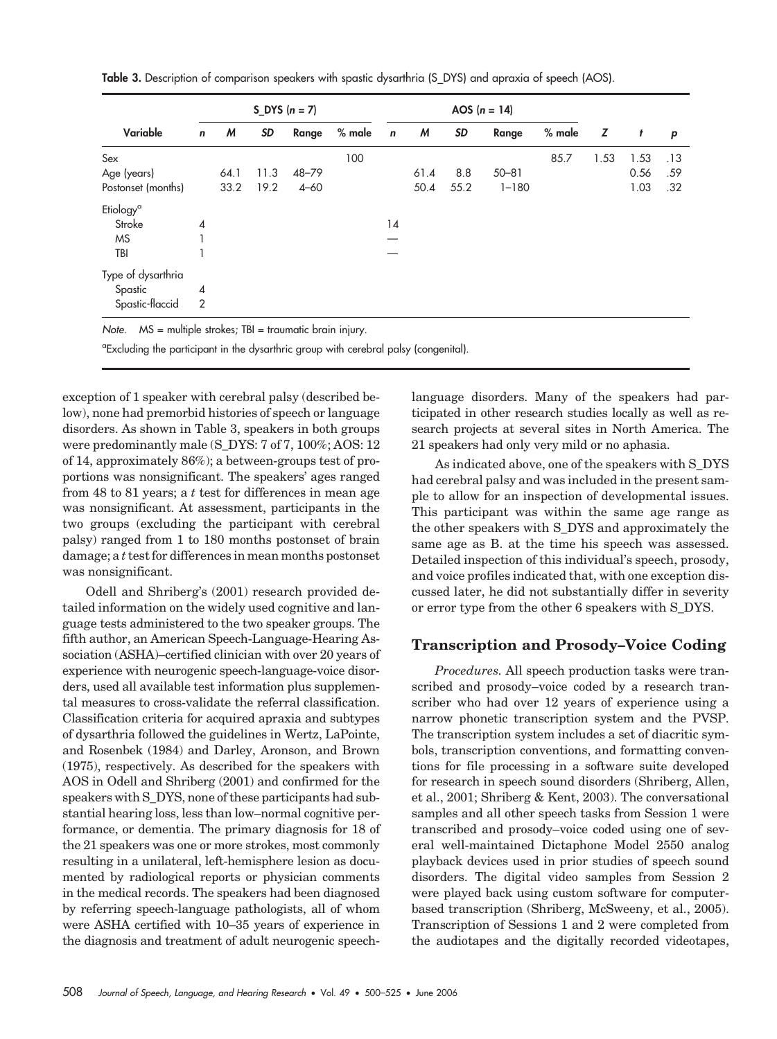**Table 3.** Description of comparison speakers with spastic dysarthria (S_DYS) and apraxia of speech (AOS).

| Variable | S_DYS ($n$ = 7) | | | | | AOS ($n$ = 14) | | | | | | | |
|---|---|---|---|---|---|---|---|---|---|---|---|---|---|
| | $n$ | $M$ | $SD$ | Range | % male | $n$ | $M$ | $SD$ | Range | % male | $Z$ | $t$ | $p$ |
| Sex | | | | | 100 | | | | | 85.7 | 1.53 | 1.53 | .13 |
| Age (years) | | 64.1 | 11.3 | 48–79 | | | 61.4 | 8.8 | 50–81 | | | 0.56 | .59 |
| Postonset (months) | | 33.2 | 19.2 | 4–60 | | | 50.4 | 55.2 | 1–180 | | | 1.03 | .32 |
| Etiology[a] | | | | | | | | | | | | | |
| Stroke | 4 | | | | | 14 | | | | | | | |
| MS | 1 | | | | | — | | | | | | | |
| TBI | 1 | | | | | — | | | | | | | |
| Type of dysarthria | | | | | | | | | | | | | |
| Spastic | 4 | | | | | | | | | | | | |
| Spastic-flaccid | 2 | | | | | | | | | | | | |

*Note.* MS = multiple strokes; TBI = traumatic brain injury.

[a]Excluding the participant in the dysarthric group with cerebral palsy (congenital).

exception of 1 speaker with cerebral palsy (described below), none had premorbid histories of speech or language disorders. As shown in Table 3, speakers in both groups were predominantly male (S_DYS: 7 of 7, 100%; AOS: 12 of 14, approximately 86%); a between-groups test of proportions was nonsignificant. The speakers' ages ranged from 48 to 81 years; a $t$ test for differences in mean age was nonsignificant. At assessment, participants in the two groups (excluding the participant with cerebral palsy) ranged from 1 to 180 months postonset of brain damage; a $t$ test for differences in mean months postonset was nonsignificant.

Odell and Shriberg's (2001) research provided detailed information on the widely used cognitive and language tests administered to the two speaker groups. The fifth author, an American Speech-Language-Hearing Association (ASHA)–certified clinician with over 20 years of experience with neurogenic speech-language-voice disorders, used all available test information plus supplemental measures to cross-validate the referral classification. Classification criteria for acquired apraxia and subtypes of dysarthria followed the guidelines in Wertz, LaPointe, and Rosenbek (1984) and Darley, Aronson, and Brown (1975), respectively. As described for the speakers with AOS in Odell and Shriberg (2001) and confirmed for the speakers with S_DYS, none of these participants had substantial hearing loss, less than low–normal cognitive performance, or dementia. The primary diagnosis for 18 of the 21 speakers was one or more strokes, most commonly resulting in a unilateral, left-hemisphere lesion as documented by radiological reports or physician comments in the medical records. The speakers had been diagnosed by referring speech-language pathologists, all of whom were ASHA certified with 10–35 years of experience in the diagnosis and treatment of adult neurogenic speech-language disorders. Many of the speakers had participated in other research studies locally as well as research projects at several sites in North America. The 21 speakers had only very mild or no aphasia.

As indicated above, one of the speakers with S_DYS had cerebral palsy and was included in the present sample to allow for an inspection of developmental issues. This participant was within the same age range as the other speakers with S_DYS and approximately the same age as B. at the time his speech was assessed. Detailed inspection of this individual's speech, prosody, and voice profiles indicated that, with one exception discussed later, he did not substantially differ in severity or error type from the other 6 speakers with S_DYS.

## Transcription and Prosody–Voice Coding

*Procedures.* All speech production tasks were transcribed and prosody–voice coded by a research transcriber who had over 12 years of experience using a narrow phonetic transcription system and the PVSP. The transcription system includes a set of diacritic symbols, transcription conventions, and formatting conventions for file processing in a software suite developed for research in speech sound disorders (Shriberg, Allen, et al., 2001; Shriberg & Kent, 2003). The conversational samples and all other speech tasks from Session 1 were transcribed and prosody–voice coded using one of several well-maintained Dictaphone Model 2550 analog playback devices used in prior studies of speech sound disorders. The digital video samples from Session 2 were played back using custom software for computer-based transcription (Shriberg, McSweeny, et al., 2005). Transcription of Sessions 1 and 2 were completed from the audiotapes and the digitally recorded videotapes,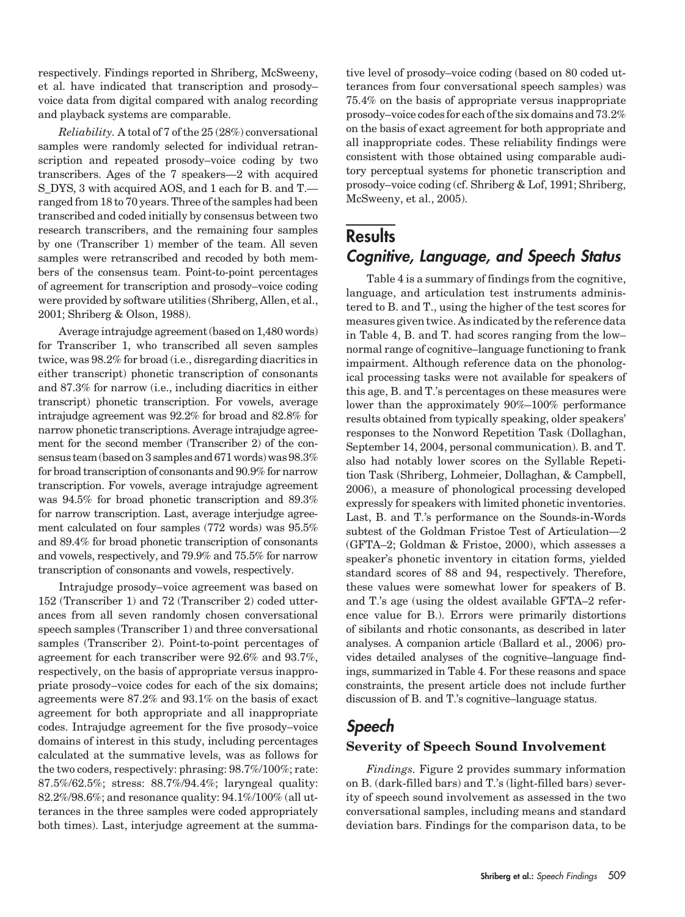respectively. Findings reported in Shriberg, McSweeny, et al. have indicated that transcription and prosody–voice data from digital compared with analog recording and playback systems are comparable.

*Reliability.* A total of 7 of the 25 (28%) conversational samples were randomly selected for individual retranscription and repeated prosody–voice coding by two transcribers. Ages of the 7 speakers—2 with acquired S_DYS, 3 with acquired AOS, and 1 each for B. and T.—ranged from 18 to 70 years. Three of the samples had been transcribed and coded initially by consensus between two research transcribers, and the remaining four samples by one (Transcriber 1) member of the team. All seven samples were retranscribed and recoded by both members of the consensus team. Point-to-point percentages of agreement for transcription and prosody–voice coding were provided by software utilities (Shriberg, Allen, et al., 2001; Shriberg & Olson, 1988).

Average intrajudge agreement (based on 1,480 words) for Transcriber 1, who transcribed all seven samples twice, was 98.2% for broad (i.e., disregarding diacritics in either transcript) phonetic transcription of consonants and 87.3% for narrow (i.e., including diacritics in either transcript) phonetic transcription. For vowels, average intrajudge agreement was 92.2% for broad and 82.8% for narrow phonetic transcriptions. Average intrajudge agreement for the second member (Transcriber 2) of the consensus team (based on 3 samples and 671 words) was 98.3% for broad transcription of consonants and 90.9% for narrow transcription. For vowels, average intrajudge agreement was 94.5% for broad phonetic transcription and 89.3% for narrow transcription. Last, average interjudge agreement calculated on four samples (772 words) was 95.5% and 89.4% for broad phonetic transcription of consonants and vowels, respectively, and 79.9% and 75.5% for narrow transcription of consonants and vowels, respectively.

Intrajudge prosody–voice agreement was based on 152 (Transcriber 1) and 72 (Transcriber 2) coded utterances from all seven randomly chosen conversational speech samples (Transcriber 1) and three conversational samples (Transcriber 2). Point-to-point percentages of agreement for each transcriber were 92.6% and 93.7%, respectively, on the basis of appropriate versus inappropriate prosody–voice codes for each of the six domains; agreements were 87.2% and 93.1% on the basis of exact agreement for both appropriate and all inappropriate codes. Intrajudge agreement for the five prosody–voice domains of interest in this study, including percentages calculated at the summative levels, was as follows for the two coders, respectively: phrasing: 98.7%/100%; rate: 87.5%/62.5%; stress: 88.7%/94.4%; laryngeal quality: 82.2%/98.6%; and resonance quality: 94.1%/100% (all utterances in the three samples were coded appropriately both times). Last, interjudge agreement at the summative level of prosody–voice coding (based on 80 coded utterances from four conversational speech samples) was 75.4% on the basis of appropriate versus inappropriate prosody–voice codes for each of the six domains and 73.2% on the basis of exact agreement for both appropriate and all inappropriate codes. These reliability findings were consistent with those obtained using comparable auditory perceptual systems for phonetic transcription and prosody–voice coding (cf. Shriberg & Lof, 1991; Shriberg, McSweeny, et al., 2005).

# Results

## Cognitive, Language, and Speech Status

Table 4 is a summary of findings from the cognitive, language, and articulation test instruments administered to B. and T., using the higher of the test scores for measures given twice. As indicated by the reference data in Table 4, B. and T. had scores ranging from the low–normal range of cognitive–language functioning to frank impairment. Although reference data on the phonological processing tasks were not available for speakers of this age, B. and T.'s percentages on these measures were lower than the approximately 90%–100% performance results obtained from typically speaking, older speakers' responses to the Nonword Repetition Task (Dollaghan, September 14, 2004, personal communication). B. and T. also had notably lower scores on the Syllable Repetition Task (Shriberg, Lohmeier, Dollaghan, & Campbell, 2006), a measure of phonological processing developed expressly for speakers with limited phonetic inventories. Last, B. and T.'s performance on the Sounds-in-Words subtest of the Goldman Fristoe Test of Articulation—2 (GFTA–2; Goldman & Fristoe, 2000), which assesses a speaker's phonetic inventory in citation forms, yielded standard scores of 88 and 94, respectively. Therefore, these values were somewhat lower for speakers of B. and T.'s age (using the oldest available GFTA–2 reference value for B.). Errors were primarily distortions of sibilants and rhotic consonants, as described in later analyses. A companion article (Ballard et al., 2006) provides detailed analyses of the cognitive–language findings, summarized in Table 4. For these reasons and space constraints, the present article does not include further discussion of B. and T.'s cognitive–language status.

## Speech

### Severity of Speech Sound Involvement

*Findings.* Figure 2 provides summary information on B. (dark-filled bars) and T.'s (light-filled bars) severity of speech sound involvement as assessed in the two conversational samples, including means and standard deviation bars. Findings for the comparison data, to be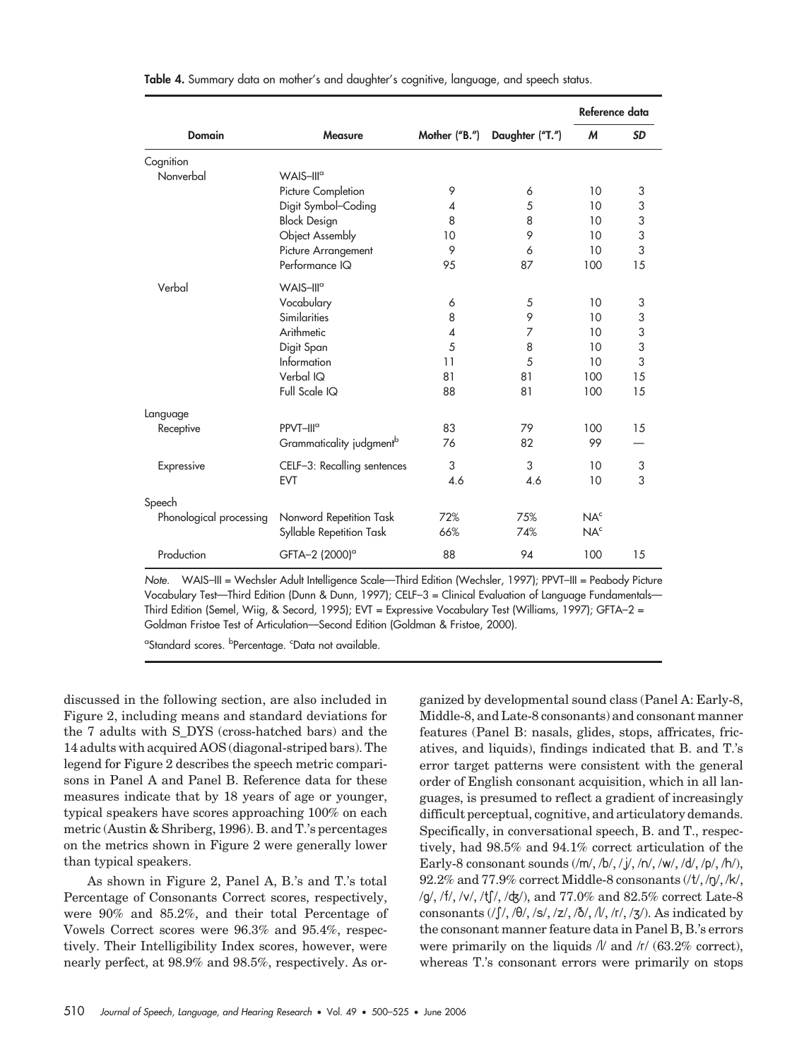**Table 4.** Summary data on mother's and daughter's cognitive, language, and speech status.

| Domain | Measure | Mother ("B.") | Daughter ("T.") | Reference data M | Reference data SD |
|---|---|---|---|---|---|
| Cognition | | | | | |
| Nonverbal | WAIS–III[a] | | | | |
| | Picture Completion | 9 | 6 | 10 | 3 |
| | Digit Symbol–Coding | 4 | 5 | 10 | 3 |
| | Block Design | 8 | 8 | 10 | 3 |
| | Object Assembly | 10 | 9 | 10 | 3 |
| | Picture Arrangement | 9 | 6 | 10 | 3 |
| | Performance IQ | 95 | 87 | 100 | 15 |
| Verbal | WAIS–III[a] | | | | |
| | Vocabulary | 6 | 5 | 10 | 3 |
| | Similarities | 8 | 9 | 10 | 3 |
| | Arithmetic | 4 | 7 | 10 | 3 |
| | Digit Span | 5 | 8 | 10 | 3 |
| | Information | 11 | 5 | 10 | 3 |
| | Verbal IQ | 81 | 81 | 100 | 15 |
| | Full Scale IQ | 88 | 81 | 100 | 15 |
| Language | | | | | |
| Receptive | PPVT–III[a] | 83 | 79 | 100 | 15 |
| | Grammaticality judgment[b] | 76 | 82 | 99 | — |
| Expressive | CELF–3: Recalling sentences | 3 | 3 | 10 | 3 |
| | EVT | 4.6 | 4.6 | 10 | 3 |
| Speech | | | | | |
| Phonological processing | Nonword Repetition Task | 72% | 75% | NA[c] | |
| | Syllable Repetition Task | 66% | 74% | NA[c] | |
| Production | GFTA–2 (2000)[a] | 88 | 94 | 100 | 15 |

*Note.* WAIS–III = Wechsler Adult Intelligence Scale—Third Edition (Wechsler, 1997); PPVT–III = Peabody Picture Vocabulary Test—Third Edition (Dunn & Dunn, 1997); CELF–3 = Clinical Evaluation of Language Fundamentals—Third Edition (Semel, Wiig, & Secord, 1995); EVT = Expressive Vocabulary Test (Williams, 1997); GFTA–2 = Goldman Fristoe Test of Articulation—Second Edition (Goldman & Fristoe, 2000).

[a]Standard scores. [b]Percentage. [c]Data not available.

discussed in the following section, are also included in Figure 2, including means and standard deviations for the 7 adults with S_DYS (cross-hatched bars) and the 14 adults with acquired AOS (diagonal-striped bars). The legend for Figure 2 describes the speech metric comparisons in Panel A and Panel B. Reference data for these measures indicate that by 18 years of age or younger, typical speakers have scores approaching 100% on each metric (Austin & Shriberg, 1996). B. and T.'s percentages on the metrics shown in Figure 2 were generally lower than typical speakers.

As shown in Figure 2, Panel A, B.'s and T.'s total Percentage of Consonants Correct scores, respectively, were 90% and 85.2%, and their total Percentage of Vowels Correct scores were 96.3% and 95.4%, respectively. Their Intelligibility Index scores, however, were nearly perfect, at 98.9% and 98.5%, respectively. As organized by developmental sound class (Panel A: Early-8, Middle-8, and Late-8 consonants) and consonant manner features (Panel B: nasals, glides, stops, affricates, fricatives, and liquids), findings indicated that B. and T.'s error target patterns were consistent with the general order of English consonant acquisition, which in all languages, is presumed to reflect a gradient of increasingly difficult perceptual, cognitive, and articulatory demands. Specifically, in conversational speech, B. and T., respectively, had 98.5% and 94.1% correct articulation of the Early-8 consonant sounds (/m/, /b/, /j/, /n/, /w/, /d/, /p/, /h/), 92.2% and 77.9% correct Middle-8 consonants (/t/, /ŋ/, /k/, /g/, /f/, /v/, /tʃ/, /ʤ/), and 77.0% and 82.5% correct Late-8 consonants (/ʃ/, /θ/, /s/, /z/, /ð/, /l/, /r/, /ʒ/). As indicated by the consonant manner feature data in Panel B, B.'s errors were primarily on the liquids /l/ and /r/ (63.2% correct), whereas T.'s consonant errors were primarily on stops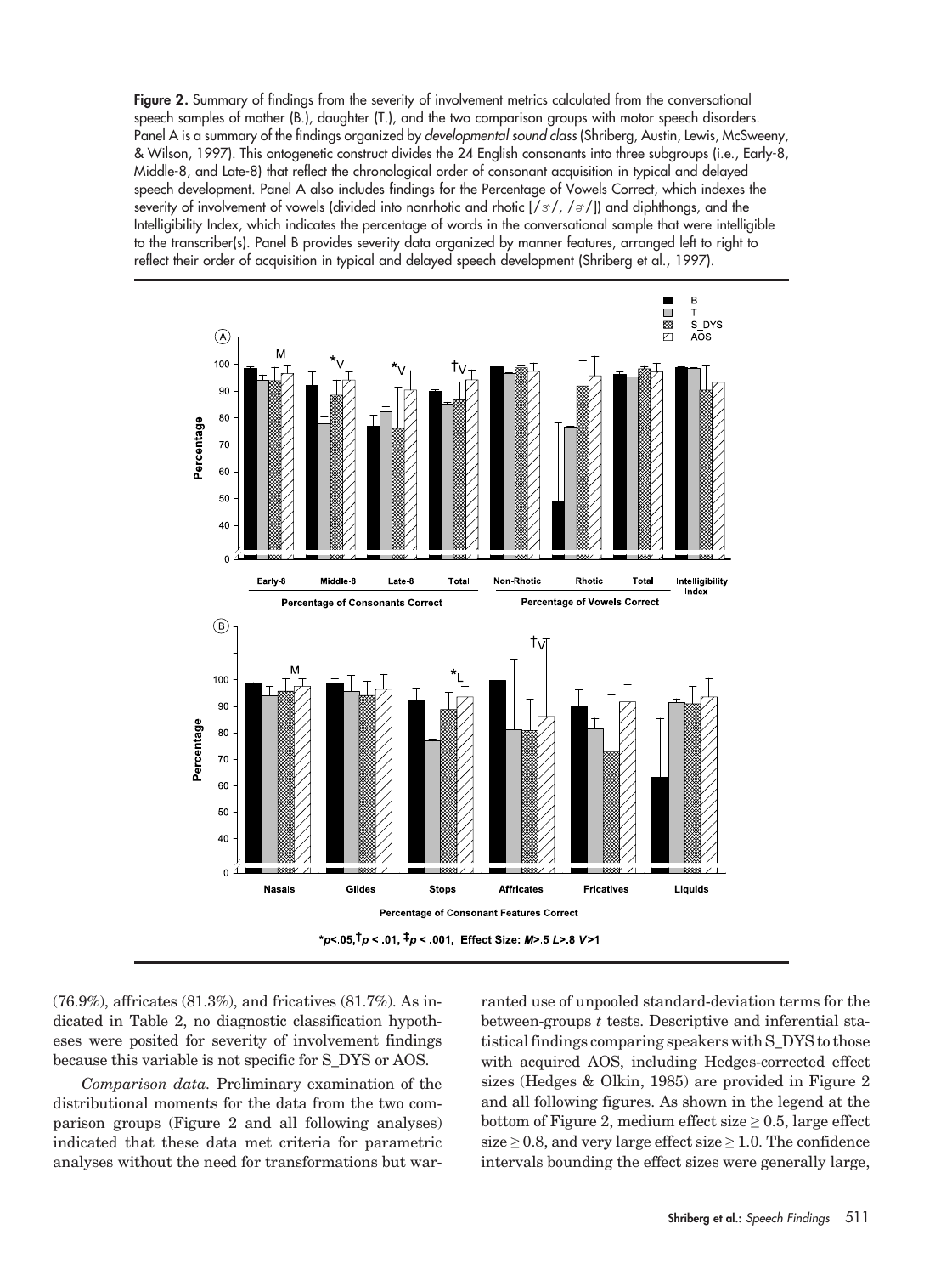**Figure 2.** Summary of findings from the severity of involvement metrics calculated from the conversational speech samples of mother (B.), daughter (T.), and the two comparison groups with motor speech disorders. Panel A is a summary of the findings organized by *developmental sound class* (Shriberg, Austin, Lewis, McSweeny, & Wilson, 1997). This ontogenetic construct divides the 24 English consonants into three subgroups (i.e., Early-8, Middle-8, and Late-8) that reflect the chronological order of consonant acquisition in typical and delayed speech development. Panel A also includes findings for the Percentage of Vowels Correct, which indexes the severity of involvement of vowels (divided into nonrhotic and rhotic [/ɝ/, /ɚ/]) and diphthongs, and the Intelligibility Index, which indicates the percentage of words in the conversational sample that were intelligible to the transcriber(s). Panel B provides severity data organized by manner features, arranged left to right to reflect their order of acquisition in typical and delayed speech development (Shriberg et al., 1997).

*p<.05, †p < .01, ‡p < .001, Effect Size: *M*>.5 *L*>.8 *V*>1

(76.9%), affricates (81.3%), and fricatives (81.7%). As indicated in Table 2, no diagnostic classification hypotheses were posited for severity of involvement findings because this variable is not specific for S_DYS or AOS.

*Comparison data.* Preliminary examination of the distributional moments for the data from the two comparison groups (Figure 2 and all following analyses) indicated that these data met criteria for parametric analyses without the need for transformations but warranted use of unpooled standard-deviation terms for the between-groups *t* tests. Descriptive and inferential statistical findings comparing speakers with S_DYS to those with acquired AOS, including Hedges-corrected effect sizes (Hedges & Olkin, 1985) are provided in Figure 2 and all following figures. As shown in the legend at the bottom of Figure 2, medium effect size $\geq 0.5$, large effect size $\geq 0.8$, and very large effect size $\geq 1.0$. The confidence intervals bounding the effect sizes were generally large,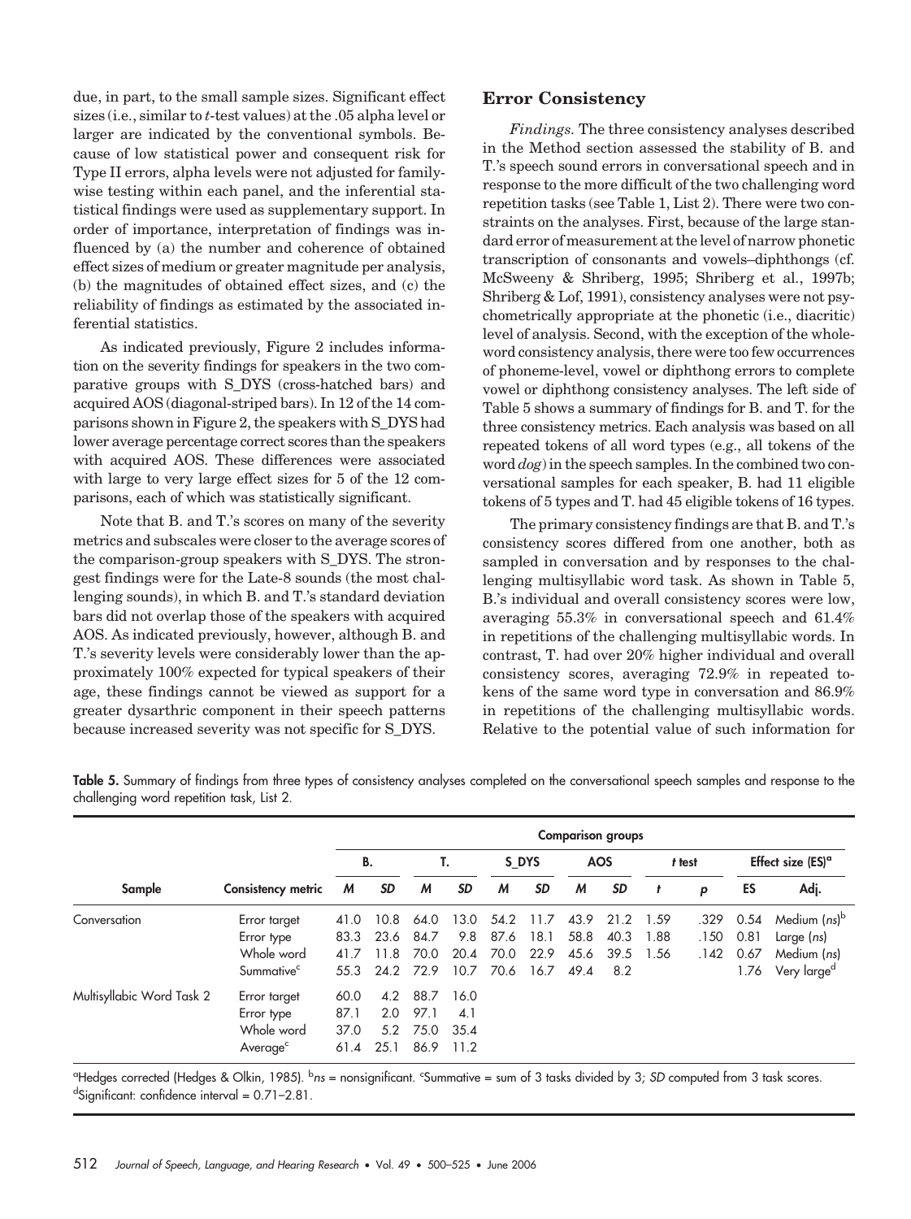due, in part, to the small sample sizes. Significant effect sizes (i.e., similar to *t*-test values) at the .05 alpha level or larger are indicated by the conventional symbols. Because of low statistical power and consequent risk for Type II errors, alpha levels were not adjusted for familywise testing within each panel, and the inferential statistical findings were used as supplementary support. In order of importance, interpretation of findings was influenced by (a) the number and coherence of obtained effect sizes of medium or greater magnitude per analysis, (b) the magnitudes of obtained effect sizes, and (c) the reliability of findings as estimated by the associated inferential statistics.

As indicated previously, Figure 2 includes information on the severity findings for speakers in the two comparative groups with S_DYS (cross-hatched bars) and acquired AOS (diagonal-striped bars). In 12 of the 14 comparisons shown in Figure 2, the speakers with S_DYS had lower average percentage correct scores than the speakers with acquired AOS. These differences were associated with large to very large effect sizes for 5 of the 12 comparisons, each of which was statistically significant.

Note that B. and T.'s scores on many of the severity metrics and subscales were closer to the average scores of the comparison-group speakers with S_DYS. The strongest findings were for the Late-8 sounds (the most challenging sounds), in which B. and T.'s standard deviation bars did not overlap those of the speakers with acquired AOS. As indicated previously, however, although B. and T.'s severity levels were considerably lower than the approximately 100% expected for typical speakers of their age, these findings cannot be viewed as support for a greater dysarthric component in their speech patterns because increased severity was not specific for S_DYS.

## Error Consistency

*Findings*. The three consistency analyses described in the Method section assessed the stability of B. and T.'s speech sound errors in conversational speech and in response to the more difficult of the two challenging word repetition tasks (see Table 1, List 2). There were two constraints on the analyses. First, because of the large standard error of measurement at the level of narrow phonetic transcription of consonants and vowels–diphthongs (cf. McSweeny & Shriberg, 1995; Shriberg et al., 1997b; Shriberg & Lof, 1991), consistency analyses were not psychometrically appropriate at the phonetic (i.e., diacritic) level of analysis. Second, with the exception of the whole-word consistency analysis, there were too few occurrences of phoneme-level, vowel or diphthong errors to complete vowel or diphthong consistency analyses. The left side of Table 5 shows a summary of findings for B. and T. for the three consistency metrics. Each analysis was based on all repeated tokens of all word types (e.g., all tokens of the word *dog*) in the speech samples. In the combined two conversational samples for each speaker, B. had 11 eligible tokens of 5 types and T. had 45 eligible tokens of 16 types.

The primary consistency findings are that B. and T.'s consistency scores differed from one another, both as sampled in conversation and by responses to the challenging multisyllabic word task. As shown in Table 5, B.'s individual and overall consistency scores were low, averaging 55.3% in conversational speech and 61.4% in repetitions of the challenging multisyllabic words. In contrast, T. had over 20% higher individual and overall consistency scores, averaging 72.9% in repeated tokens of the same word type in conversation and 86.9% in repetitions of the challenging multisyllabic words. Relative to the potential value of such information for

**Table 5.** Summary of findings from three types of consistency analyses completed on the conversational speech samples and response to the challenging word repetition task, List 2.

| | | Comparison groups | | | | | | | | | | | |
|---|---|---|---|---|---|---|---|---|---|---|---|---|---|
| | | B. | | T. | | S_DYS | | AOS | | *t* test | | Effect size (ES)[a] | |
| Sample | Consistency metric | *M* | *SD* | *M* | *SD* | *M* | *SD* | *M* | *SD* | *t* | *p* | ES | Adj. |
| Conversation | Error target | 41.0 | 10.8 | 64.0 | 13.0 | 54.2 | 11.7 | 43.9 | 21.2 | 1.59 | .329 | 0.54 | Medium (*ns*)[b] |
| | Error type | 83.3 | 23.6 | 84.7 | 9.8 | 87.6 | 18.1 | 58.8 | 40.3 | 1.88 | .150 | 0.81 | Large (*ns*) |
| | Whole word | 41.7 | 11.8 | 70.0 | 20.4 | 70.0 | 22.9 | 45.6 | 39.5 | 1.56 | .142 | 0.67 | Medium (*ns*) |
| | Summative[c] | 55.3 | 24.2 | 72.9 | 10.7 | 70.6 | 16.7 | 49.4 | 8.2 | | | 1.76 | Very large[d] |
| Multisyllabic Word Task 2 | Error target | 60.0 | 4.2 | 88.7 | 16.0 | | | | | | | | |
| | Error type | 87.1 | 2.0 | 97.1 | 4.1 | | | | | | | | |
| | Whole word | 37.0 | 5.2 | 75.0 | 35.4 | | | | | | | | |
| | Average[c] | 61.4 | 25.1 | 86.9 | 11.2 | | | | | | | | |

[a]Hedges corrected (Hedges & Olkin, 1985). [b]*ns* = nonsignificant. [c]Summative = sum of 3 tasks divided by 3; *SD* computed from 3 task scores. [d]Significant: confidence interval = 0.71–2.81.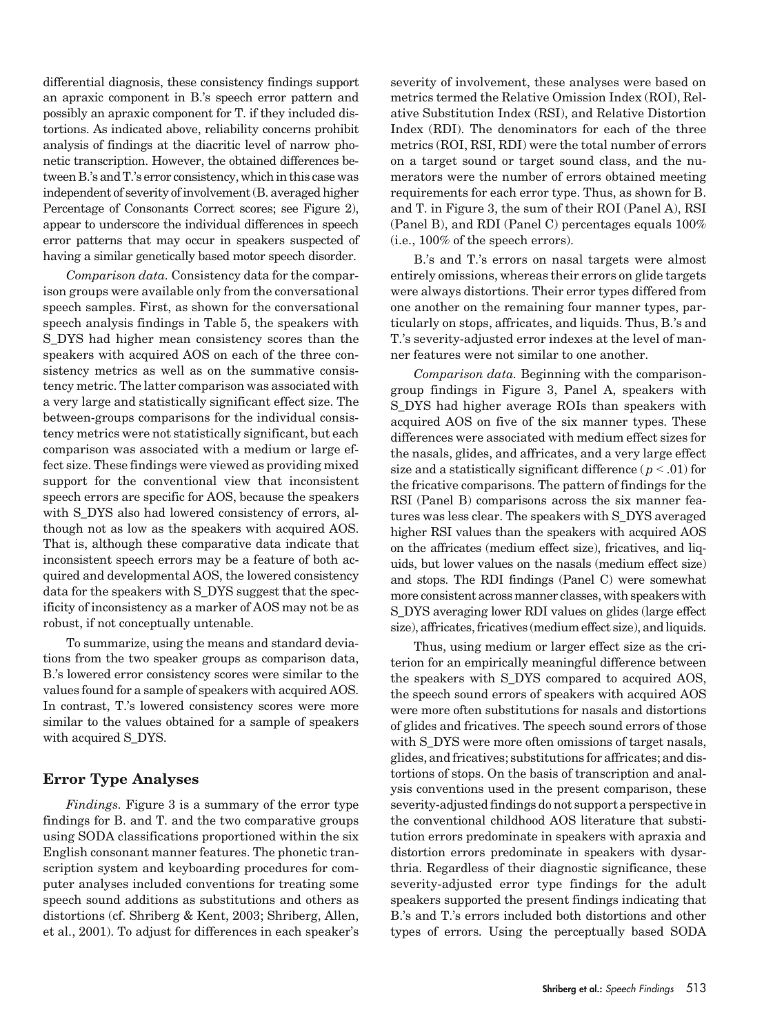differential diagnosis, these consistency findings support an apraxic component in B.'s speech error pattern and possibly an apraxic component for T. if they included distortions. As indicated above, reliability concerns prohibit analysis of findings at the diacritic level of narrow phonetic transcription. However, the obtained differences between B.'s and T.'s error consistency, which in this case was independent of severity of involvement (B. averaged higher Percentage of Consonants Correct scores; see Figure 2), appear to underscore the individual differences in speech error patterns that may occur in speakers suspected of having a similar genetically based motor speech disorder.

*Comparison data.* Consistency data for the comparison groups were available only from the conversational speech samples. First, as shown for the conversational speech analysis findings in Table 5, the speakers with S_DYS had higher mean consistency scores than the speakers with acquired AOS on each of the three consistency metrics as well as on the summative consistency metric. The latter comparison was associated with a very large and statistically significant effect size. The between-groups comparisons for the individual consistency metrics were not statistically significant, but each comparison was associated with a medium or large effect size. These findings were viewed as providing mixed support for the conventional view that inconsistent speech errors are specific for AOS, because the speakers with S_DYS also had lowered consistency of errors, although not as low as the speakers with acquired AOS. That is, although these comparative data indicate that inconsistent speech errors may be a feature of both acquired and developmental AOS, the lowered consistency data for the speakers with S_DYS suggest that the specificity of inconsistency as a marker of AOS may not be as robust, if not conceptually untenable.

To summarize, using the means and standard deviations from the two speaker groups as comparison data, B.'s lowered error consistency scores were similar to the values found for a sample of speakers with acquired AOS. In contrast, T.'s lowered consistency scores were more similar to the values obtained for a sample of speakers with acquired S_DYS.

## Error Type Analyses

*Findings.* Figure 3 is a summary of the error type findings for B. and T. and the two comparative groups using SODA classifications proportioned within the six English consonant manner features. The phonetic transcription system and keyboarding procedures for computer analyses included conventions for treating some speech sound additions as substitutions and others as distortions (cf. Shriberg & Kent, 2003; Shriberg, Allen, et al., 2001). To adjust for differences in each speaker's severity of involvement, these analyses were based on metrics termed the Relative Omission Index (ROI), Relative Substitution Index (RSI), and Relative Distortion Index (RDI). The denominators for each of the three metrics (ROI, RSI, RDI) were the total number of errors on a target sound or target sound class, and the numerators were the number of errors obtained meeting requirements for each error type. Thus, as shown for B. and T. in Figure 3, the sum of their ROI (Panel A), RSI (Panel B), and RDI (Panel C) percentages equals 100% (i.e., 100% of the speech errors).

B.'s and T.'s errors on nasal targets were almost entirely omissions, whereas their errors on glide targets were always distortions. Their error types differed from one another on the remaining four manner types, particularly on stops, affricates, and liquids. Thus, B.'s and T.'s severity-adjusted error indexes at the level of manner features were not similar to one another.

*Comparison data.* Beginning with the comparison-group findings in Figure 3, Panel A, speakers with S_DYS had higher average ROIs than speakers with acquired AOS on five of the six manner types. These differences were associated with medium effect sizes for the nasals, glides, and affricates, and a very large effect size and a statistically significant difference ($p < .01$) for the fricative comparisons. The pattern of findings for the RSI (Panel B) comparisons across the six manner features was less clear. The speakers with S_DYS averaged higher RSI values than the speakers with acquired AOS on the affricates (medium effect size), fricatives, and liquids, but lower values on the nasals (medium effect size) and stops. The RDI findings (Panel C) were somewhat more consistent across manner classes, with speakers with S_DYS averaging lower RDI values on glides (large effect size), affricates, fricatives (medium effect size), and liquids.

Thus, using medium or larger effect size as the criterion for an empirically meaningful difference between the speakers with S_DYS compared to acquired AOS, the speech sound errors of speakers with acquired AOS were more often substitutions for nasals and distortions of glides and fricatives. The speech sound errors of those with S_DYS were more often omissions of target nasals, glides, and fricatives; substitutions for affricates; and distortions of stops. On the basis of transcription and analysis conventions used in the present comparison, these severity-adjusted findings do not support a perspective in the conventional childhood AOS literature that substitution errors predominate in speakers with apraxia and distortion errors predominate in speakers with dysarthria. Regardless of their diagnostic significance, these severity-adjusted error type findings for the adult speakers supported the present findings indicating that B.'s and T.'s errors included both distortions and other types of errors. Using the perceptually based SODA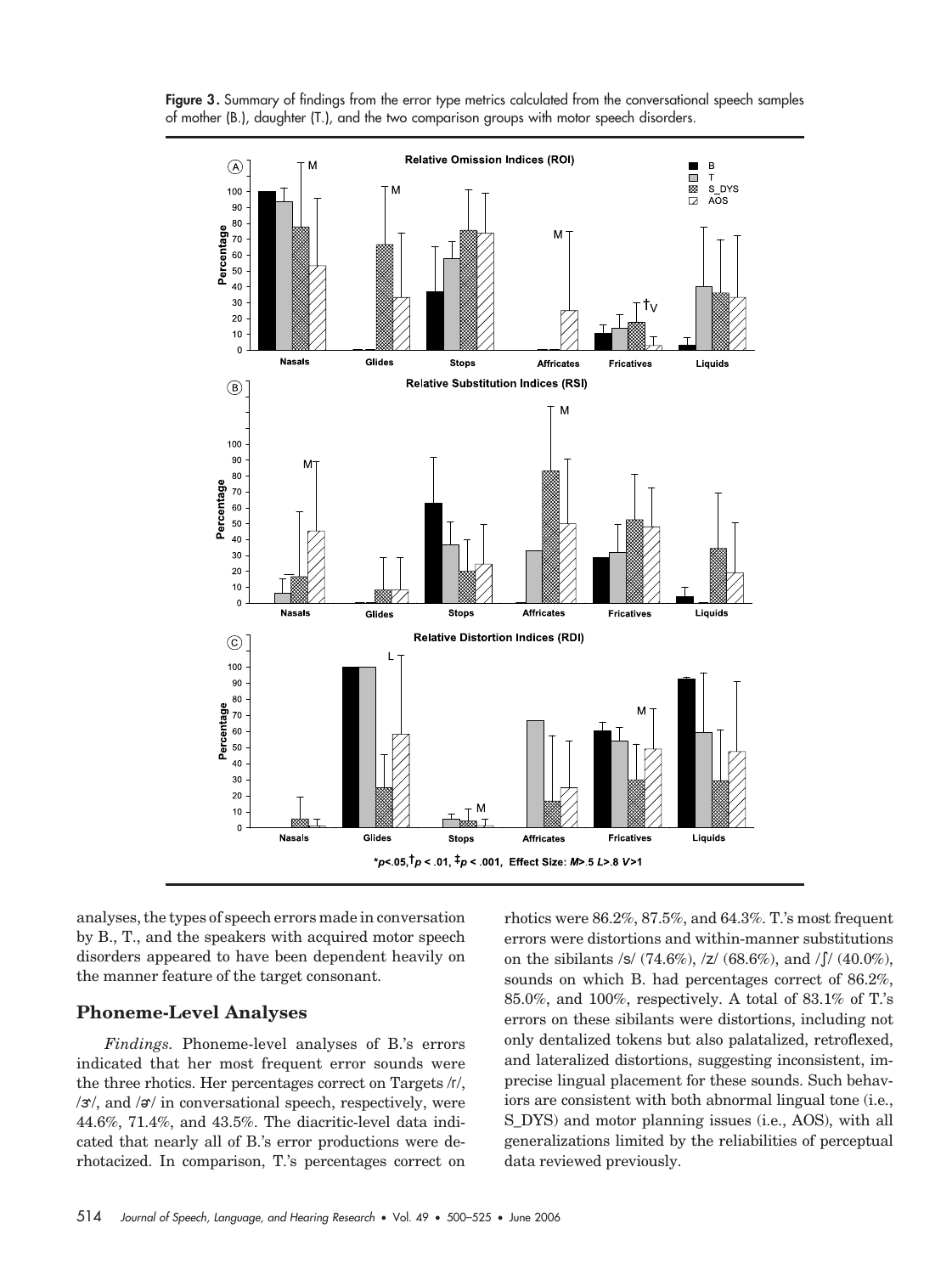**Figure 3.** Summary of findings from the error type metrics calculated from the conversational speech samples of mother (B.), daughter (T.), and the two comparison groups with motor speech disorders.

analyses, the types of speech errors made in conversation by B., T., and the speakers with acquired motor speech disorders appeared to have been dependent heavily on the manner feature of the target consonant.

## Phoneme-Level Analyses

*Findings.* Phoneme-level analyses of B.'s errors indicated that her most frequent error sounds were the three rhotics. Her percentages correct on Targets /r/, /ɝ/, and /ɚ/ in conversational speech, respectively, were 44.6%, 71.4%, and 43.5%. The diacritic-level data indicated that nearly all of B.'s error productions were derhotacized. In comparison, T.'s percentages correct on rhotics were 86.2%, 87.5%, and 64.3%. T.'s most frequent errors were distortions and within-manner substitutions on the sibilants /s/ (74.6%), /z/ (68.6%), and /ʃ/ (40.0%), sounds on which B. had percentages correct of 86.2%, 85.0%, and 100%, respectively. A total of 83.1% of T.'s errors on these sibilants were distortions, including not only dentalized tokens but also palatalized, retroflexed, and lateralized distortions, suggesting inconsistent, imprecise lingual placement for these sounds. Such behaviors are consistent with both abnormal lingual tone (i.e., S_DYS) and motor planning issues (i.e., AOS), with all generalizations limited by the reliabilities of perceptual data reviewed previously.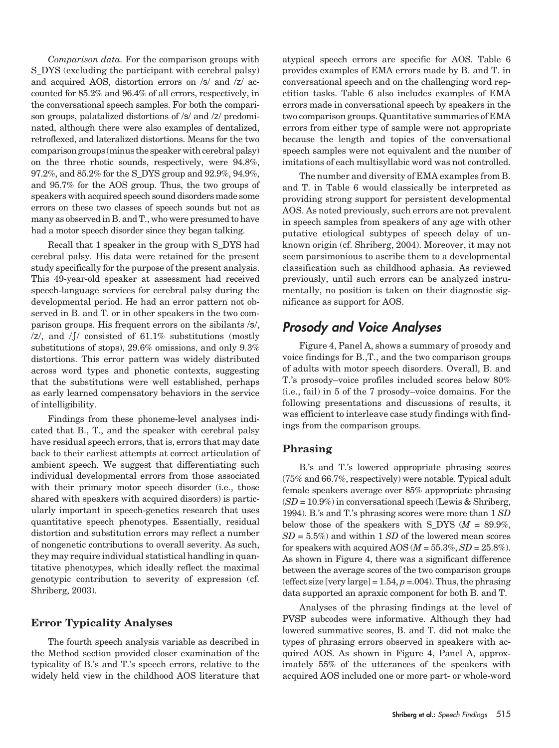*Comparison data.* For the comparison groups with S_DYS (excluding the participant with cerebral palsy) and acquired AOS, distortion errors on /s/ and /z/ accounted for 85.2% and 96.4% of all errors, respectively, in the conversational speech samples. For both the comparison groups, palatalized distortions of /s/ and /z/ predominated, although there were also examples of dentalized, retroflexed, and lateralized distortions. Means for the two comparison groups (minus the speaker with cerebral palsy) on the three rhotic sounds, respectively, were 94.8%, 97.2%, and 85.2% for the S_DYS group and 92.9%, 94.9%, and 95.7% for the AOS group. Thus, the two groups of speakers with acquired speech sound disorders made some errors on these two classes of speech sounds but not as many as observed in B. and T., who were presumed to have had a motor speech disorder since they began talking.

Recall that 1 speaker in the group with S_DYS had cerebral palsy. His data were retained for the present study specifically for the purpose of the present analysis. This 49-year-old speaker at assessment had received speech-language services for cerebral palsy during the developmental period. He had an error pattern not observed in B. and T. or in other speakers in the two comparison groups. His frequent errors on the sibilants /s/, /z/, and /ʃ/ consisted of 61.1% substitutions (mostly substitutions of stops), 29.6% omissions, and only 9.3% distortions. This error pattern was widely distributed across word types and phonetic contexts, suggesting that the substitutions were well established, perhaps as early learned compensatory behaviors in the service of intelligibility.

Findings from these phoneme-level analyses indicated that B., T., and the speaker with cerebral palsy have residual speech errors, that is, errors that may date back to their earliest attempts at correct articulation of ambient speech. We suggest that differentiating such individual developmental errors from those associated with their primary motor speech disorder (i.e., those shared with speakers with acquired disorders) is particularly important in speech-genetics research that uses quantitative speech phenotypes. Essentially, residual distortion and substitution errors may reflect a number of nongenetic contributions to overall severity. As such, they may require individual statistical handling in quantitative phenotypes, which ideally reflect the maximal genotypic contribution to severity of expression (cf. Shriberg, 2003).

### Error Typicality Analyses

The fourth speech analysis variable as described in the Method section provided closer examination of the typicality of B.'s and T.'s speech errors, relative to the widely held view in the childhood AOS literature that atypical speech errors are specific for AOS. Table 6 provides examples of EMA errors made by B. and T. in conversational speech and on the challenging word repetition tasks. Table 6 also includes examples of EMA errors made in conversational speech by speakers in the two comparison groups. Quantitative summaries of EMA errors from either type of sample were not appropriate because the length and topics of the conversational speech samples were not equivalent and the number of imitations of each multisyllabic word was not controlled.

The number and diversity of EMA examples from B. and T. in Table 6 would classically be interpreted as providing strong support for persistent developmental AOS. As noted previously, such errors are not prevalent in speech samples from speakers of any age with other putative etiological subtypes of speech delay of unknown origin (cf. Shriberg, 2004). Moreover, it may not seem parsimonious to ascribe them to a developmental classification such as childhood aphasia. As reviewed previously, until such errors can be analyzed instrumentally, no position is taken on their diagnostic significance as support for AOS.

## Prosody and Voice Analyses

Figure 4, Panel A, shows a summary of prosody and voice findings for B.,T., and the two comparison groups of adults with motor speech disorders. Overall, B. and T.'s prosody–voice profiles included scores below 80% (i.e., fail) in 5 of the 7 prosody–voice domains. For the following presentations and discussions of results, it was efficient to interleave case study findings with findings from the comparison groups.

### Phrasing

B.'s and T.'s lowered appropriate phrasing scores (75% and 66.7%, respectively) were notable. Typical adult female speakers average over 85% appropriate phrasing ($SD$ = 10.9%) in conversational speech (Lewis & Shriberg, 1994). B.'s and T.'s phrasing scores were more than 1 $SD$ below those of the speakers with S_DYS ($M$ = 89.9%, $SD$ = 5.5%) and within 1 $SD$ of the lowered mean scores for speakers with acquired AOS ($M$ = 55.3%, $SD$ = 25.8%). As shown in Figure 4, there was a significant difference between the average scores of the two comparison groups (effect size [very large] = 1.54, $p$ =.004). Thus, the phrasing data supported an apraxic component for both B. and T.

Analyses of the phrasing findings at the level of PVSP subcodes were informative. Although they had lowered summative scores, B. and T. did not make the types of phrasing errors observed in speakers with acquired AOS. As shown in Figure 4, Panel A, approximately 55% of the utterances of the speakers with acquired AOS included one or more part- or whole-word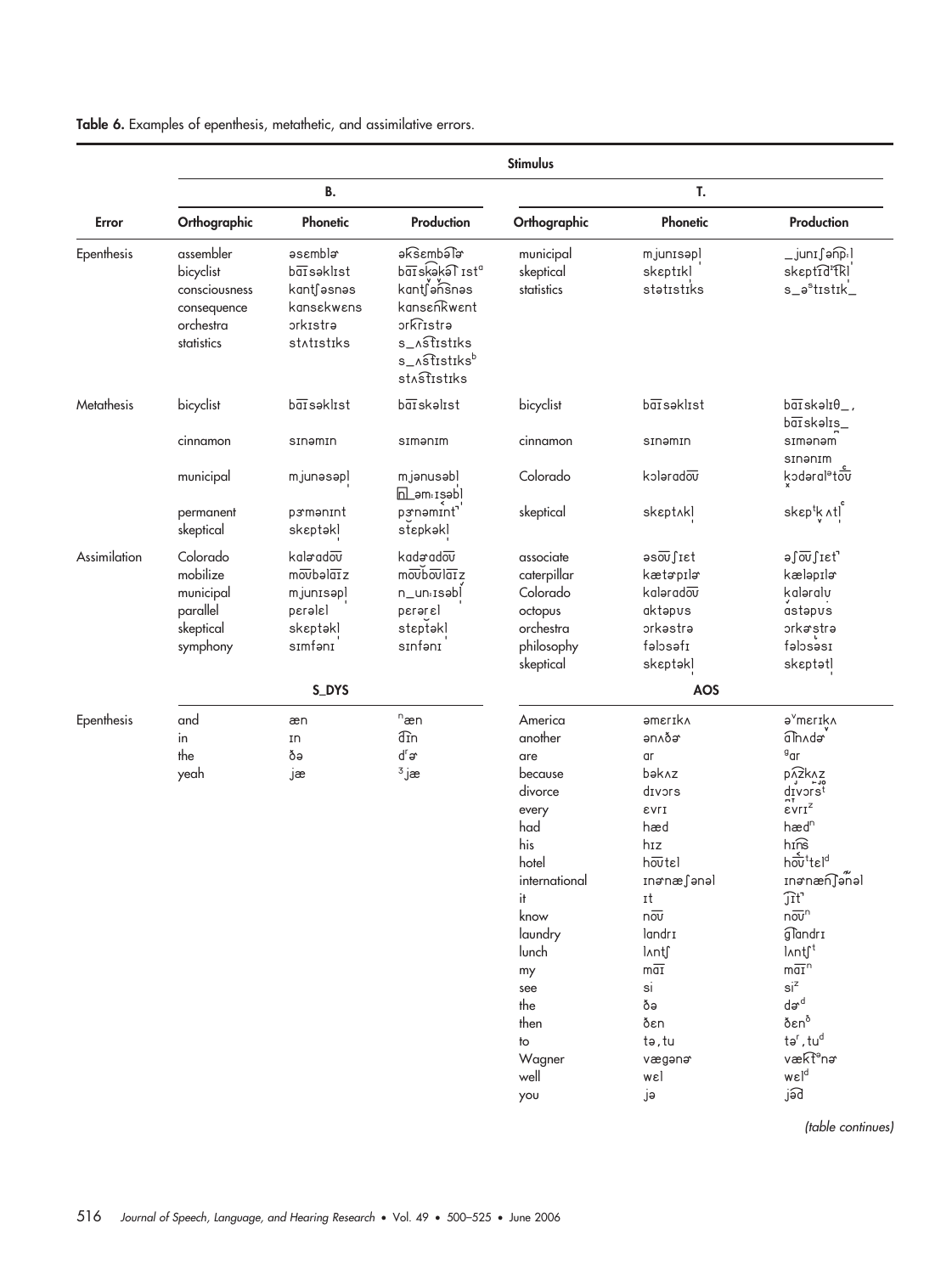**Table 6.** Examples of epenthesis, metathetic, and assimilative errors.

| Error | Stimulus | | | | | |
|---|---|---|---|---|---|---|
| | B. | | | T. | | |
| | Orthographic | Phonetic | Production | Orthographic | Phonetic | Production |
| Epenthesis | assembler | əsɛmblɚ | əks͡ɛmbə͡lɚ | municipal | mjunɪsəpl̩ | _junɪʃən͡pːl |
| | bicyclist | ba͡ɪsəklɪst | ba͡ɪskək͡əl ɪst[a] | skeptical | skɛptɪkl̩ | skɛpt͡ɪdˣ͡tkl̩ |
| | consciousness | kanʃəsnəs | kanʃən͡snəs | statistics | stətɪstɪks | s_əˢtɪstɪk_ |
| | consequence | kansɛkwɛns | kansɛn͡kwɛnt | | | |
| | orchestra | ɔrkɪstrə | ɔrk͡rɪstrə | | | |
| | statistics | stʌtɪstɪks | s_ʌs͡tɪstɪks | | | |
| | | | s_ʌs͡tɪstɪks[b] | | | |
| | | | stʌs͡tɪstɪks | | | |
| Metathesis | bicyclist | ba͡ɪsəklɪst | ba͡ɪskəlɪst | bicyclist | ba͡ɪsəklɪst | ba͡ɪskəlɪθ_, ba͡ɪskəlɪs_ |
| | cinnamon | sɪnəmɪn | sɪmənɪm | cinnamon | sɪnəmɪn | sɪmənəm, sɪnənɪm |
| | municipal | mjunəsəpl̩ | mjənusəbl, n_əmːɪsəbl | Colorado | kɔlərado͡ʊ | kɔdəralᵊto͡ʊ |
| | permanent | pɝmənɪnt | pɝnəmɪnt | skeptical | skɛptʌkl̩ | skɛpᵗkʌtl̩ |
| | skeptical | skɛptəkl̩ | stɛpkəkl̩ | | | |
| Assimilation | Colorado | kalɚado͡ʊ | kadɚado͡ʊ | associate | əso͡ʊʃɪɛt | əʃo͡ʊʃɪɛt |
| | mobilize | mo͡ʊbəla͡ɪz | mo͡ʊbo͡ʊla͡ɪz | caterpillar | kætɚpɪlɚ | kæləpɪlɚ |
| | municipal | mjunɪsəpl̩ | n_unːɪsəbl̩ | Colorado | kalərado͡ʊ | kaləralʊ |
| | parallel | perəlɛl | perɚɛl | octopus | aktəpʊs | astəpʊs |
| | skeptical | skɛptəkl̩ | stɛptəkl̩ | orchestra | ɔrkəstrə | ɔrkɚstrə |
| | symphony | sɪmfənɪ | sɪnfənɪ | philosophy | fəlɔsəfɪ | fəlɔsəsɪ |
| | | | | skeptical | skɛptəkl̩ | skɛptətl̩ |
| | S_DYS | | | AOS | | |
| Epenthesis | and | æn | ⁿæn | America | əmɛrɪkʌ | əᵛmɛrɪkʌ |
| | in | ɪn | d͡ɪn | another | ənʌðɚ | a͡ɪnʌdɚ |
| | the | ðə | dʳɚ | are | ar | ᵍar |
| | yeah | jæ | ᶾjæ | because | bəkʌz | pʌ͡zkʌz |
| | | | | divorce | dɪvɔrs | dɪvɔrsᵗ |
| | | | | every | ɛvrɪ | ɛvrɪᶻ |
| | | | | had | hæd | hædⁿ |
| | | | | his | hɪz | hɪ͡ns |
| | | | | hotel | ho͡ʊtɛl | ho͡ʊᵗtɛlᵈ |
| | | | | international | ɪnɚnæʃənəl | ɪnɚnæn͡ʃənəl |
| | | | | it | ɪt | ʃ͡ɪt |
| | | | | know | no͡ʊ | no͡ʊⁿ |
| | | | | laundry | landrɪ | g͡landrɪ |
| | | | | lunch | lʌntʃ | lʌntʃᵗ |
| | | | | my | ma͡ɪ | ma͡ɪⁿ |
| | | | | see | si | siᶻ |
| | | | | the | ðə | dɚᵈ |
| | | | | then | ðɛn | ðɛnᶞ |
| | | | | to | tə, tu | təʳ, tuᵈ |
| | | | | Wagner | vægənɚ | væk͡tᵊnɚ |
| | | | | well | wɛl | wɛlᵈ |
| | | | | you | jə | j͡əd |

*(table continues)*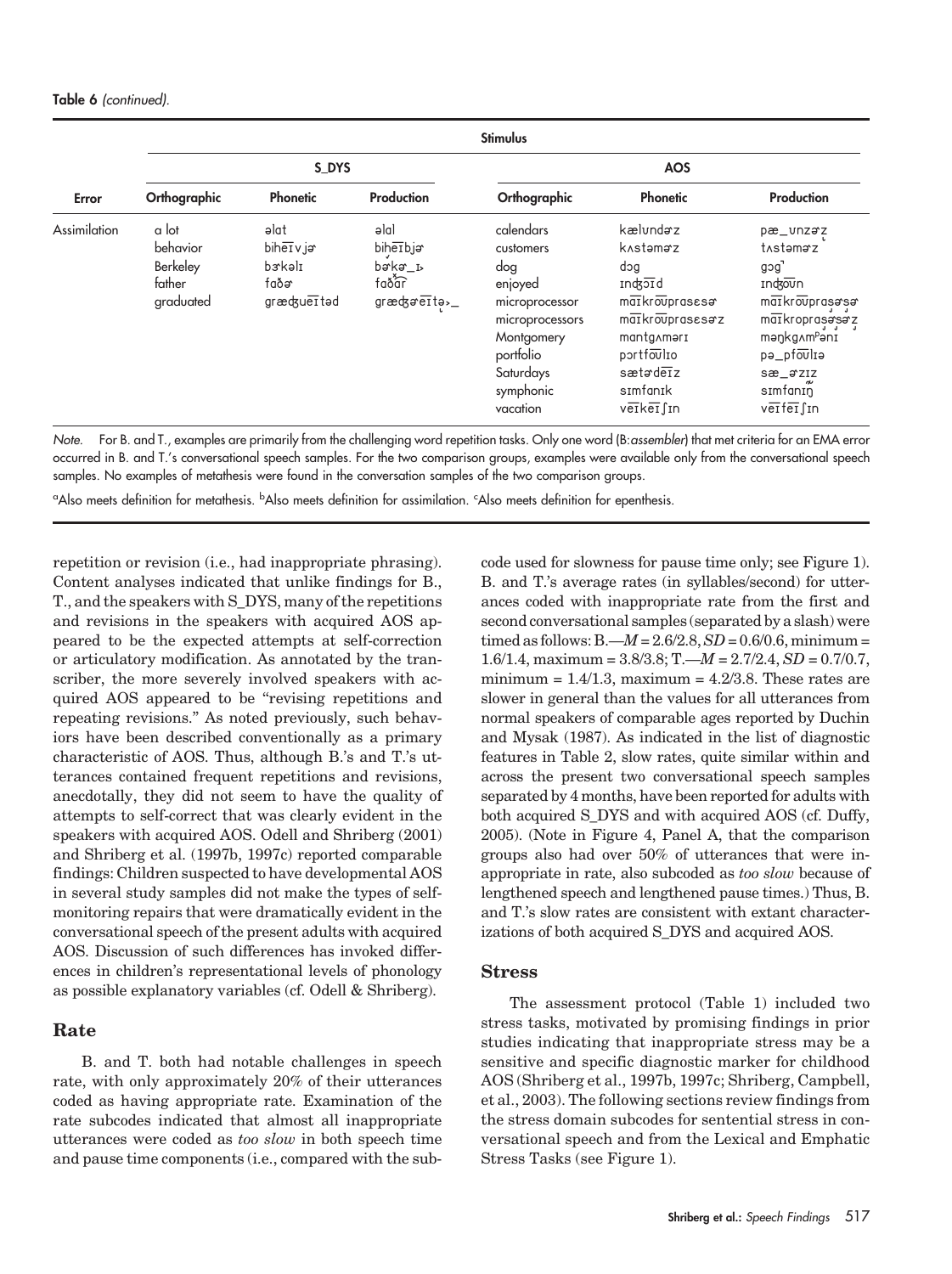**Table 6** *(continued).*

| Error | Stimulus | | | | | |
|---|---|---|---|---|---|---|
| | S_DYS | | | AOS | | |
| | Orthographic | Phonetic | Production | Orthographic | Phonetic | Production |
| Assimilation | a lot | əlat | əlal | calendars | kælʊndɚz | pæ_ʊnzɚz̥ |
| | behavior | bihe͡ɪvjɚ | bihe͡ɪbjɚ | customers | kʌstəmɚz | tʌstəmɚz |
| | Berkeley | bɝkəlɪ | bɚkɚ_ɪ | dog | dɔg | gɔg˺ |
| | father | faðɚ | faða͡r | enjoyed | ɪnʤɔ͡ɪd | ɪnʤo͡ʊn |
| | graduated | græʤue͡ɪtəd | græʤɚe͡ɪtə˞_ | microprocessor | ma͡ɪkro͡ʊprasɛsɚ | ma͡ɪkro͡ʊprasɚsɚ |
| | | | | microprocessors | ma͡ɪkro͡ʊprasɛsɚz | ma͡ɪkroprasɚsɚz |
| | | | | Montgomery | mantgʌmərɪ | məŋkgʌmᵖənɪ |
| | | | | portfolio | pɔrtfo͡ʊlɪo | pə_pfo͡ʊlɪə |
| | | | | Saturdays | sætɚde͡ɪz | sæ_ɚzɪz |
| | | | | symphonic | sɪmfanɪk | sɪmfanɪŋ̃ |
| | | | | vacation | ve͡ɪke͡ɪʃɪn | ve͡ɪfe͡ɪʃɪn |

*Note.* For B. and T., examples are primarily from the challenging word repetition tasks. Only one word (B: *assembler*) that met criteria for an EMA error occurred in B. and T.'s conversational speech samples. For the two comparison groups, examples were available only from the conversational speech samples. No examples of metathesis were found in the conversation samples of the two comparison groups.

[a]Also meets definition for metathesis. [b]Also meets definition for assimilation. [c]Also meets definition for epenthesis.

repetition or revision (i.e., had inappropriate phrasing). Content analyses indicated that unlike findings for B., T., and the speakers with S_DYS, many of the repetitions and revisions in the speakers with acquired AOS appeared to be the expected attempts at self-correction or articulatory modification. As annotated by the transcriber, the more severely involved speakers with acquired AOS appeared to be "revising repetitions and repeating revisions." As noted previously, such behaviors have been described conventionally as a primary characteristic of AOS. Thus, although B.'s and T.'s utterances contained frequent repetitions and revisions, anecdotally, they did not seem to have the quality of attempts to self-correct that was clearly evident in the speakers with acquired AOS. Odell and Shriberg (2001) and Shriberg et al. (1997b, 1997c) reported comparable findings: Children suspected to have developmental AOS in several study samples did not make the types of self-monitoring repairs that were dramatically evident in the conversational speech of the present adults with acquired AOS. Discussion of such differences has invoked differences in children's representational levels of phonology as possible explanatory variables (cf. Odell & Shriberg).

## Rate

B. and T. both had notable challenges in speech rate, with only approximately 20% of their utterances coded as having appropriate rate. Examination of the rate subcodes indicated that almost all inappropriate utterances were coded as *too slow* in both speech time and pause time components (i.e., compared with the subcode used for slowness for pause time only; see Figure 1). B. and T.'s average rates (in syllables/second) for utterances coded with inappropriate rate from the first and second conversational samples (separated by a slash) were timed as follows: B.—$M$ = 2.6/2.8, $SD$ = 0.6/0.6, minimum = 1.6/1.4, maximum = 3.8/3.8; T.—$M$ = 2.7/2.4, $SD$ = 0.7/0.7, minimum = 1.4/1.3, maximum = 4.2/3.8. These rates are slower in general than the values for all utterances from normal speakers of comparable ages reported by Duchin and Mysak (1987). As indicated in the list of diagnostic features in Table 2, slow rates, quite similar within and across the present two conversational speech samples separated by 4 months, have been reported for adults with both acquired S_DYS and with acquired AOS (cf. Duffy, 2005). (Note in Figure 4, Panel A, that the comparison groups also had over 50% of utterances that were inappropriate in rate, also subcoded as *too slow* because of lengthened speech and lengthened pause times.) Thus, B. and T.'s slow rates are consistent with extant characterizations of both acquired S_DYS and acquired AOS.

## Stress

The assessment protocol (Table 1) included two stress tasks, motivated by promising findings in prior studies indicating that inappropriate stress may be a sensitive and specific diagnostic marker for childhood AOS (Shriberg et al., 1997b, 1997c; Shriberg, Campbell, et al., 2003). The following sections review findings from the stress domain subcodes for sentential stress in conversational speech and from the Lexical and Emphatic Stress Tasks (see Figure 1).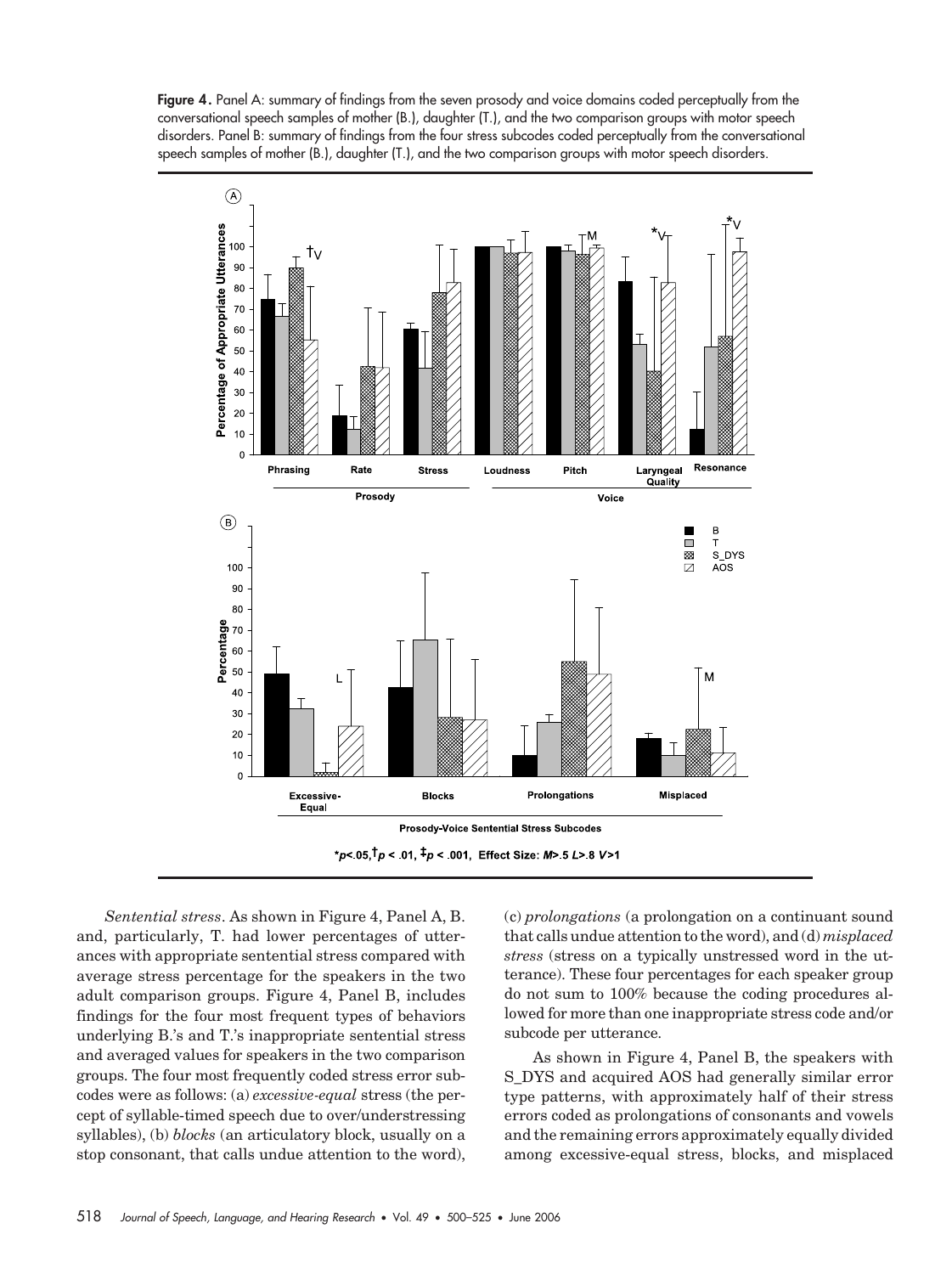**Figure 4.** Panel A: summary of findings from the seven prosody and voice domains coded perceptually from the conversational speech samples of mother (B.), daughter (T.), and the two comparison groups with motor speech disorders. Panel B: summary of findings from the four stress subcodes coded perceptually from the conversational speech samples of mother (B.), daughter (T.), and the two comparison groups with motor speech disorders.

*p<.05, †p < .01, ‡p < .001, Effect Size: M>.5 L>.8 V>1

*Sentential stress*. As shown in Figure 4, Panel A, B. and, particularly, T. had lower percentages of utterances with appropriate sentential stress compared with average stress percentage for the speakers in the two adult comparison groups. Figure 4, Panel B, includes findings for the four most frequent types of behaviors underlying B.'s and T.'s inappropriate sentential stress and averaged values for speakers in the two comparison groups. The four most frequently coded stress error subcodes were as follows: (a) *excessive-equal* stress (the percept of syllable-timed speech due to over/understressing syllables), (b) *blocks* (an articulatory block, usually on a stop consonant, that calls undue attention to the word), (c) *prolongations* (a prolongation on a continuant sound that calls undue attention to the word), and (d) *misplaced stress* (stress on a typically unstressed word in the utterance). These four percentages for each speaker group do not sum to 100% because the coding procedures allowed for more than one inappropriate stress code and/or subcode per utterance.

As shown in Figure 4, Panel B, the speakers with S_DYS and acquired AOS had generally similar error type patterns, with approximately half of their stress errors coded as prolongations of consonants and vowels and the remaining errors approximately equally divided among excessive-equal stress, blocks, and misplaced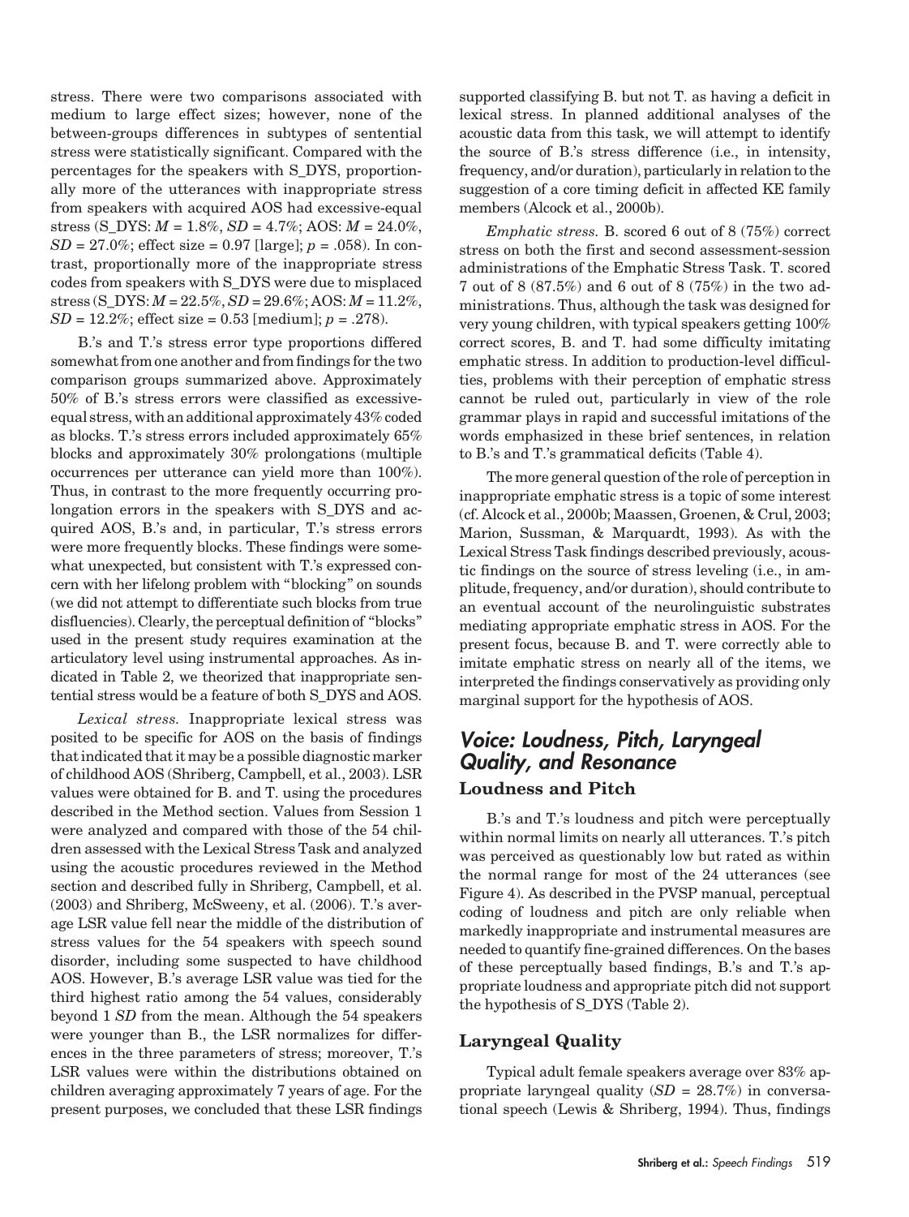stress. There were two comparisons associated with medium to large effect sizes; however, none of the between-groups differences in subtypes of sentential stress were statistically significant. Compared with the percentages for the speakers with S_DYS, proportionally more of the utterances with inappropriate stress from speakers with acquired AOS had excessive-equal stress (S_DYS: $M$ = 1.8%, $SD$ = 4.7%; AOS: $M$ = 24.0%, $SD$ = 27.0%; effect size = 0.97 [large]; $p$ = .058). In contrast, proportionally more of the inappropriate stress codes from speakers with S_DYS were due to misplaced stress (S_DYS: $M$ = 22.5%, $SD$ = 29.6%; AOS: $M$ = 11.2%, $SD$ = 12.2%; effect size = 0.53 [medium]; $p$ = .278).

B.'s and T.'s stress error type proportions differed somewhat from one another and from findings for the two comparison groups summarized above. Approximately 50% of B.'s stress errors were classified as excessive-equal stress, with an additional approximately 43% coded as blocks. T.'s stress errors included approximately 65% blocks and approximately 30% prolongations (multiple occurrences per utterance can yield more than 100%). Thus, in contrast to the more frequently occurring prolongation errors in the speakers with S_DYS and acquired AOS, B.'s and, in particular, T.'s stress errors were more frequently blocks. These findings were somewhat unexpected, but consistent with T.'s expressed concern with her lifelong problem with "blocking" on sounds (we did not attempt to differentiate such blocks from true disfluencies). Clearly, the perceptual definition of "blocks" used in the present study requires examination at the articulatory level using instrumental approaches. As indicated in Table 2, we theorized that inappropriate sentential stress would be a feature of both S_DYS and AOS.

*Lexical stress.* Inappropriate lexical stress was posited to be specific for AOS on the basis of findings that indicated that it may be a possible diagnostic marker of childhood AOS (Shriberg, Campbell, et al., 2003). LSR values were obtained for B. and T. using the procedures described in the Method section. Values from Session 1 were analyzed and compared with those of the 54 children assessed with the Lexical Stress Task and analyzed using the acoustic procedures reviewed in the Method section and described fully in Shriberg, Campbell, et al. (2003) and Shriberg, McSweeny, et al. (2006). T.'s average LSR value fell near the middle of the distribution of stress values for the 54 speakers with speech sound disorder, including some suspected to have childhood AOS. However, B.'s average LSR value was tied for the third highest ratio among the 54 values, considerably beyond 1 $SD$ from the mean. Although the 54 speakers were younger than B., the LSR normalizes for differences in the three parameters of stress; moreover, T.'s LSR values were within the distributions obtained on children averaging approximately 7 years of age. For the present purposes, we concluded that these LSR findings supported classifying B. but not T. as having a deficit in lexical stress. In planned additional analyses of the acoustic data from this task, we will attempt to identify the source of B.'s stress difference (i.e., in intensity, frequency, and/or duration), particularly in relation to the suggestion of a core timing deficit in affected KE family members (Alcock et al., 2000b).

*Emphatic stress.* B. scored 6 out of 8 (75%) correct stress on both the first and second assessment-session administrations of the Emphatic Stress Task. T. scored 7 out of 8 (87.5%) and 6 out of 8 (75%) in the two administrations. Thus, although the task was designed for very young children, with typical speakers getting 100% correct scores, B. and T. had some difficulty imitating emphatic stress. In addition to production-level difficulties, problems with their perception of emphatic stress cannot be ruled out, particularly in view of the role grammar plays in rapid and successful imitations of the words emphasized in these brief sentences, in relation to B.'s and T.'s grammatical deficits (Table 4).

The more general question of the role of perception in inappropriate emphatic stress is a topic of some interest (cf. Alcock et al., 2000b; Maassen, Groenen, & Crul, 2003; Marion, Sussman, & Marquardt, 1993). As with the Lexical Stress Task findings described previously, acoustic findings on the source of stress leveling (i.e., in amplitude, frequency, and/or duration), should contribute to an eventual account of the neurolinguistic substrates mediating appropriate emphatic stress in AOS. For the present focus, because B. and T. were correctly able to imitate emphatic stress on nearly all of the items, we interpreted the findings conservatively as providing only marginal support for the hypothesis of AOS.

## Voice: Loudness, Pitch, Laryngeal Quality, and Resonance

### Loudness and Pitch

B.'s and T.'s loudness and pitch were perceptually within normal limits on nearly all utterances. T.'s pitch was perceived as questionably low but rated as within the normal range for most of the 24 utterances (see Figure 4). As described in the PVSP manual, perceptual coding of loudness and pitch are only reliable when markedly inappropriate and instrumental measures are needed to quantify fine-grained differences. On the bases of these perceptually based findings, B.'s and T.'s appropriate loudness and appropriate pitch did not support the hypothesis of S_DYS (Table 2).

### Laryngeal Quality

Typical adult female speakers average over 83% appropriate laryngeal quality ($SD$ = 28.7%) in conversational speech (Lewis & Shriberg, 1994). Thus, findings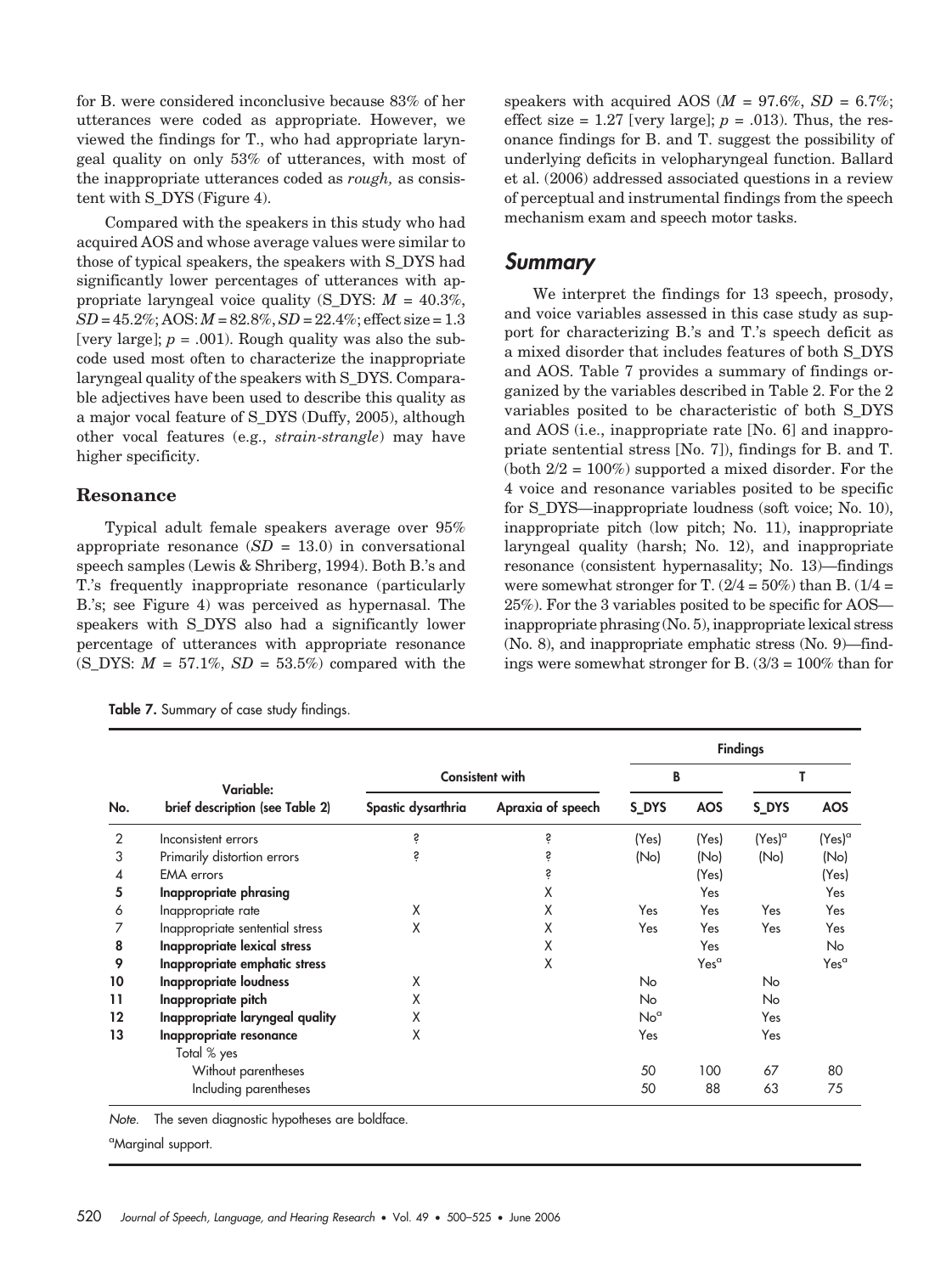for B. were considered inconclusive because 83% of her utterances were coded as appropriate. However, we viewed the findings for T., who had appropriate laryngeal quality on only 53% of utterances, with most of the inappropriate utterances coded as *rough,* as consistent with S_DYS (Figure 4).

Compared with the speakers in this study who had acquired AOS and whose average values were similar to those of typical speakers, the speakers with S_DYS had significantly lower percentages of utterances with appropriate laryngeal voice quality (S_DYS: $M$ = 40.3%, $SD$ = 45.2%; AOS: $M$ = 82.8%, $SD$ = 22.4%; effect size = 1.3 [very large]; $p$ = .001). Rough quality was also the subcode used most often to characterize the inappropriate laryngeal quality of the speakers with S_DYS. Comparable adjectives have been used to describe this quality as a major vocal feature of S_DYS (Duffy, 2005), although other vocal features (e.g., *strain-strangle*) may have higher specificity.

### Resonance

Typical adult female speakers average over 95% appropriate resonance ($SD$ = 13.0) in conversational speech samples (Lewis & Shriberg, 1994). Both B.'s and T.'s frequently inappropriate resonance (particularly B.'s; see Figure 4) was perceived as hypernasal. The speakers with S_DYS also had a significantly lower percentage of utterances with appropriate resonance (S_DYS: $M$ = 57.1%, $SD$ = 53.5%) compared with the speakers with acquired AOS ($M$ = 97.6%, $SD$ = 6.7%; effect size = 1.27 [very large]; $p$ = .013). Thus, the resonance findings for B. and T. suggest the possibility of underlying deficits in velopharyngeal function. Ballard et al. (2006) addressed associated questions in a review of perceptual and instrumental findings from the speech mechanism exam and speech motor tasks.

## Summary

We interpret the findings for 13 speech, prosody, and voice variables assessed in this case study as support for characterizing B.'s and T.'s speech deficit as a mixed disorder that includes features of both S_DYS and AOS. Table 7 provides a summary of findings organized by the variables described in Table 2. For the 2 variables posited to be characteristic of both S_DYS and AOS (i.e., inappropriate rate [No. 6] and inappropriate sentential stress [No. 7]), findings for B. and T. (both 2/2 = 100%) supported a mixed disorder. For the 4 voice and resonance variables posited to be specific for S_DYS—inappropriate loudness (soft voice; No. 10), inappropriate pitch (low pitch; No. 11), inappropriate laryngeal quality (harsh; No. 12), and inappropriate resonance (consistent hypernasality; No. 13)—findings were somewhat stronger for T. (2/4 = 50%) than B. (1/4 = 25%). For the 3 variables posited to be specific for AOS—inappropriate phrasing (No. 5), inappropriate lexical stress (No. 8), and inappropriate emphatic stress (No. 9)—findings were somewhat stronger for B. (3/3 = 100% than for

**Table 7.** Summary of case study findings.

| No. | Variable: brief description (see Table 2) | Consistent with | | Findings | | | |
|---|---|---|---|---|---|---|---|
| | | | | B | | T | |
| | | Spastic dysarthria | Apraxia of speech | S_DYS | AOS | S_DYS | AOS |
| 2 | Inconsistent errors | ? | ? | (Yes) | (Yes) | (Yes)[a] | (Yes)[a] |
| 3 | Primarily distortion errors | ? | ? | (No) | (No) | (No) | (No) |
| 4 | EMA errors | | ? | | (Yes) | | (Yes) |
| **5** | **Inappropriate phrasing** | | X | | Yes | | Yes |
| 6 | Inappropriate rate | X | X | Yes | Yes | Yes | Yes |
| 7 | Inappropriate sentential stress | X | X | Yes | Yes | Yes | Yes |
| **8** | **Inappropriate lexical stress** | | X | | Yes | | No |
| **9** | **Inappropriate emphatic stress** | | X | | Yes[a] | | Yes[a] |
| **10** | **Inappropriate loudness** | X | | No | | No | |
| **11** | **Inappropriate pitch** | X | | No | | No | |
| **12** | **Inappropriate laryngeal quality** | X | | No[a] | | Yes | |
| **13** | **Inappropriate resonance** | X | | Yes | | Yes | |
| | Total % yes | | | | | | |
| | Without parentheses | | | 50 | 100 | 67 | 80 |
| | Including parentheses | | | 50 | 88 | 63 | 75 |

*Note.* The seven diagnostic hypotheses are boldface.

[a]Marginal support.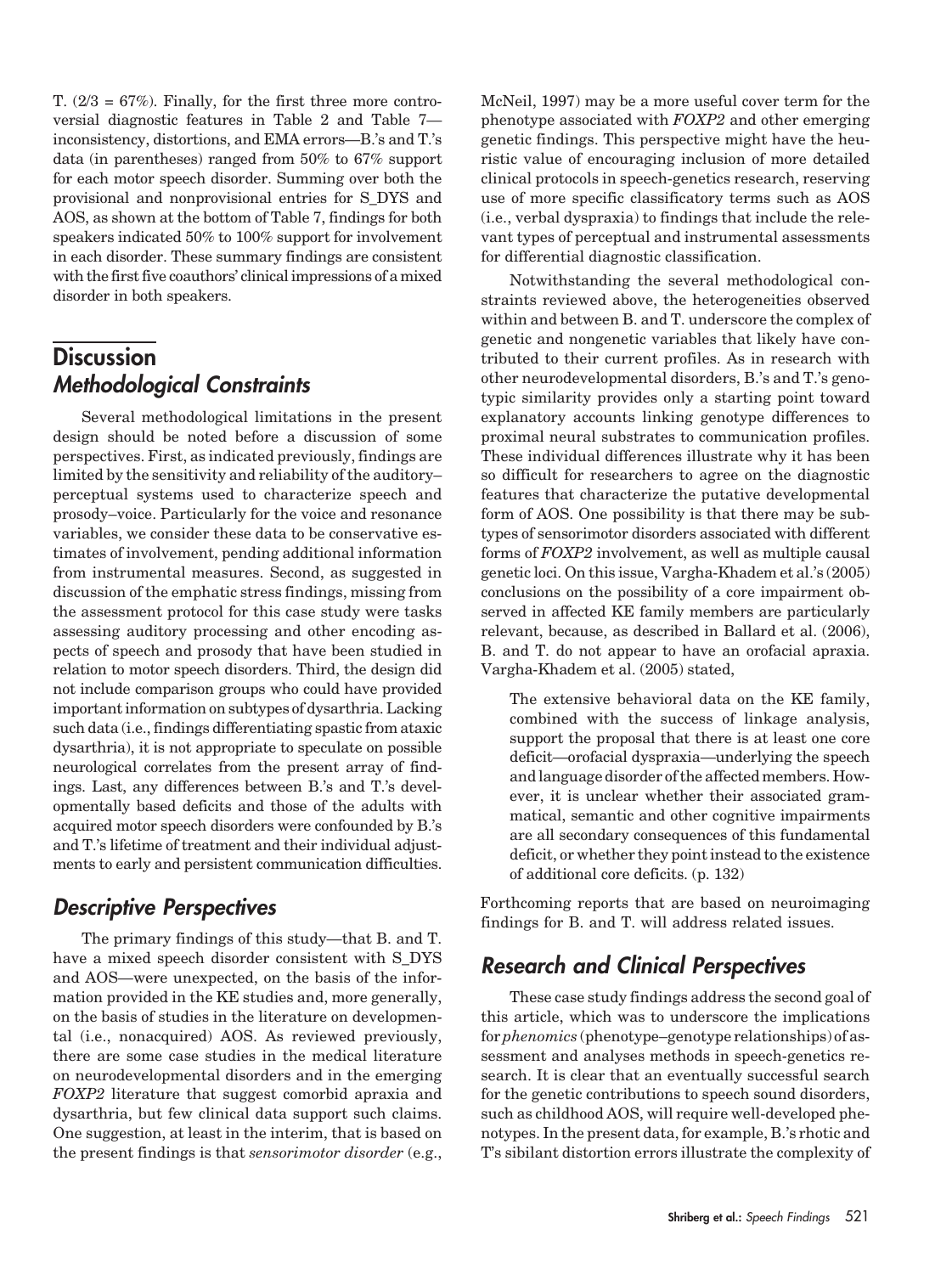T. ($2/3 = 67\%$). Finally, for the first three more controversial diagnostic features in Table 2 and Table 7—inconsistency, distortions, and EMA errors—B.'s and T.'s data (in parentheses) ranged from 50% to 67% support for each motor speech disorder. Summing over both the provisional and nonprovisional entries for S_DYS and AOS, as shown at the bottom of Table 7, findings for both speakers indicated 50% to 100% support for involvement in each disorder. These summary findings are consistent with the first five coauthors' clinical impressions of a mixed disorder in both speakers.

# Discussion

## *Methodological Constraints*

Several methodological limitations in the present design should be noted before a discussion of some perspectives. First, as indicated previously, findings are limited by the sensitivity and reliability of the auditory–perceptual systems used to characterize speech and prosody–voice. Particularly for the voice and resonance variables, we consider these data to be conservative estimates of involvement, pending additional information from instrumental measures. Second, as suggested in discussion of the emphatic stress findings, missing from the assessment protocol for this case study were tasks assessing auditory processing and other encoding aspects of speech and prosody that have been studied in relation to motor speech disorders. Third, the design did not include comparison groups who could have provided important information on subtypes of dysarthria. Lacking such data (i.e., findings differentiating spastic from ataxic dysarthria), it is not appropriate to speculate on possible neurological correlates from the present array of findings. Last, any differences between B.'s and T.'s developmentally based deficits and those of the adults with acquired motor speech disorders were confounded by B.'s and T.'s lifetime of treatment and their individual adjustments to early and persistent communication difficulties.

## *Descriptive Perspectives*

The primary findings of this study—that B. and T. have a mixed speech disorder consistent with S_DYS and AOS—were unexpected, on the basis of the information provided in the KE studies and, more generally, on the basis of studies in the literature on developmental (i.e., nonacquired) AOS. As reviewed previously, there are some case studies in the medical literature on neurodevelopmental disorders and in the emerging *FOXP2* literature that suggest comorbid apraxia and dysarthria, but few clinical data support such claims. One suggestion, at least in the interim, that is based on the present findings is that *sensorimotor disorder* (e.g., McNeil, 1997) may be a more useful cover term for the phenotype associated with *FOXP2* and other emerging genetic findings. This perspective might have the heuristic value of encouraging inclusion of more detailed clinical protocols in speech-genetics research, reserving use of more specific classificatory terms such as AOS (i.e., verbal dyspraxia) to findings that include the relevant types of perceptual and instrumental assessments for differential diagnostic classification.

Notwithstanding the several methodological constraints reviewed above, the heterogeneities observed within and between B. and T. underscore the complex of genetic and nongenetic variables that likely have contributed to their current profiles. As in research with other neurodevelopmental disorders, B.'s and T.'s genotypic similarity provides only a starting point toward explanatory accounts linking genotype differences to proximal neural substrates to communication profiles. These individual differences illustrate why it has been so difficult for researchers to agree on the diagnostic features that characterize the putative developmental form of AOS. One possibility is that there may be subtypes of sensorimotor disorders associated with different forms of *FOXP2* involvement, as well as multiple causal genetic loci. On this issue, Vargha-Khadem et al.'s (2005) conclusions on the possibility of a core impairment observed in affected KE family members are particularly relevant, because, as described in Ballard et al. (2006), B. and T. do not appear to have an orofacial apraxia. Vargha-Khadem et al. (2005) stated,

> The extensive behavioral data on the KE family, combined with the success of linkage analysis, support the proposal that there is at least one core deficit—orofacial dyspraxia—underlying the speech and language disorder of the affected members. However, it is unclear whether their associated grammatical, semantic and other cognitive impairments are all secondary consequences of this fundamental deficit, or whether they point instead to the existence of additional core deficits. (p. 132)

Forthcoming reports that are based on neuroimaging findings for B. and T. will address related issues.

## *Research and Clinical Perspectives*

These case study findings address the second goal of this article, which was to underscore the implications for *phenomics* (phenotype–genotype relationships) of assessment and analyses methods in speech-genetics research. It is clear that an eventually successful search for the genetic contributions to speech sound disorders, such as childhood AOS, will require well-developed phenotypes. In the present data, for example, B.'s rhotic and T's sibilant distortion errors illustrate the complexity of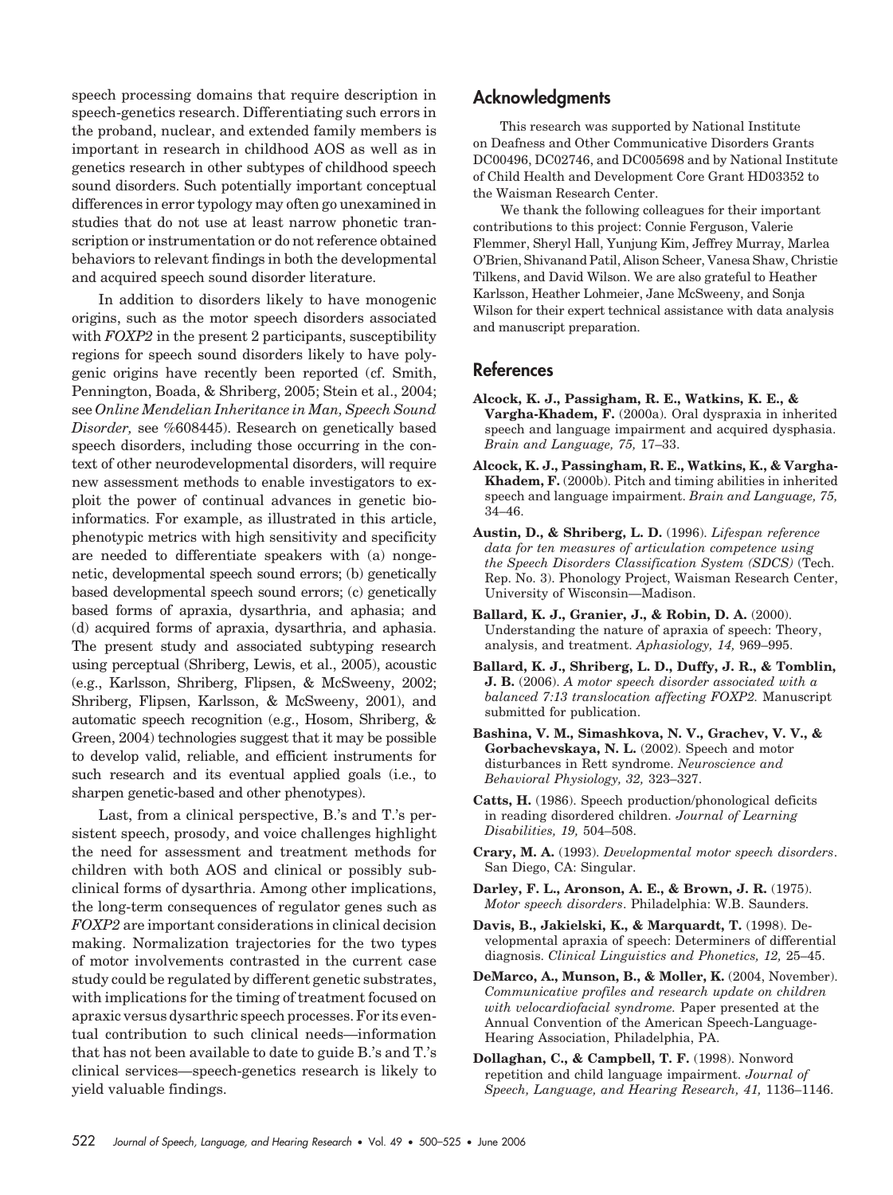speech processing domains that require description in speech-genetics research. Differentiating such errors in the proband, nuclear, and extended family members is important in research in childhood AOS as well as in genetics research in other subtypes of childhood speech sound disorders. Such potentially important conceptual differences in error typology may often go unexamined in studies that do not use at least narrow phonetic transcription or instrumentation or do not reference obtained behaviors to relevant findings in both the developmental and acquired speech sound disorder literature.

In addition to disorders likely to have monogenic origins, such as the motor speech disorders associated with *FOXP2* in the present 2 participants, susceptibility regions for speech sound disorders likely to have polygenic origins have recently been reported (cf. Smith, Pennington, Boada, & Shriberg, 2005; Stein et al., 2004; see *Online Mendelian Inheritance in Man, Speech Sound Disorder,* see %608445). Research on genetically based speech disorders, including those occurring in the context of other neurodevelopmental disorders, will require new assessment methods to enable investigators to exploit the power of continual advances in genetic bioinformatics. For example, as illustrated in this article, phenotypic metrics with high sensitivity and specificity are needed to differentiate speakers with (a) nongenetic, developmental speech sound errors; (b) genetically based developmental speech sound errors; (c) genetically based forms of apraxia, dysarthria, and aphasia; and (d) acquired forms of apraxia, dysarthria, and aphasia. The present study and associated subtyping research using perceptual (Shriberg, Lewis, et al., 2005), acoustic (e.g., Karlsson, Shriberg, Flipsen, & McSweeny, 2002; Shriberg, Flipsen, Karlsson, & McSweeny, 2001), and automatic speech recognition (e.g., Hosom, Shriberg, & Green, 2004) technologies suggest that it may be possible to develop valid, reliable, and efficient instruments for such research and its eventual applied goals (i.e., to sharpen genetic-based and other phenotypes).

Last, from a clinical perspective, B.'s and T.'s persistent speech, prosody, and voice challenges highlight the need for assessment and treatment methods for children with both AOS and clinical or possibly subclinical forms of dysarthria. Among other implications, the long-term consequences of regulator genes such as *FOXP2* are important considerations in clinical decision making. Normalization trajectories for the two types of motor involvements contrasted in the current case study could be regulated by different genetic substrates, with implications for the timing of treatment focused on apraxic versus dysarthric speech processes. For its eventual contribution to such clinical needs—information that has not been available to date to guide B.'s and T.'s clinical services—speech-genetics research is likely to yield valuable findings.

## Acknowledgments

This research was supported by National Institute on Deafness and Other Communicative Disorders Grants DC00496, DC02746, and DC005698 and by National Institute of Child Health and Development Core Grant HD03352 to the Waisman Research Center.

We thank the following colleagues for their important contributions to this project: Connie Ferguson, Valerie Flemmer, Sheryl Hall, Yunjung Kim, Jeffrey Murray, Marlea O'Brien, Shivanand Patil, Alison Scheer, Vanesa Shaw, Christie Tilkens, and David Wilson. We are also grateful to Heather Karlsson, Heather Lohmeier, Jane McSweeny, and Sonja Wilson for their expert technical assistance with data analysis and manuscript preparation.

## References

**Alcock, K. J., Passigham, R. E., Watkins, K. E., & Vargha-Khadem, F.** (2000a). Oral dyspraxia in inherited speech and language impairment and acquired dysphasia. *Brain and Language, 75,* 17–33.

**Alcock, K. J., Passingham, R. E., Watkins, K., & Vargha-Khadem, F.** (2000b). Pitch and timing abilities in inherited speech and language impairment. *Brain and Language, 75,* 34–46.

**Austin, D., & Shriberg, L. D.** (1996). *Lifespan reference data for ten measures of articulation competence using the Speech Disorders Classification System (SDCS)* (Tech. Rep. No. 3). Phonology Project, Waisman Research Center, University of Wisconsin—Madison.

**Ballard, K. J., Granier, J., & Robin, D. A.** (2000). Understanding the nature of apraxia of speech: Theory, analysis, and treatment. *Aphasiology, 14,* 969–995.

**Ballard, K. J., Shriberg, L. D., Duffy, J. R., & Tomblin, J. B.** (2006). *A motor speech disorder associated with a balanced 7:13 translocation affecting FOXP2.* Manuscript submitted for publication.

**Bashina, V. M., Simashkova, N. V., Grachev, V. V., & Gorbachevskaya, N. L.** (2002). Speech and motor disturbances in Rett syndrome. *Neuroscience and Behavioral Physiology, 32,* 323–327.

**Catts, H.** (1986). Speech production/phonological deficits in reading disordered children. *Journal of Learning Disabilities, 19,* 504–508.

**Crary, M. A.** (1993). *Developmental motor speech disorders*. San Diego, CA: Singular.

**Darley, F. L., Aronson, A. E., & Brown, J. R.** (1975). *Motor speech disorders*. Philadelphia: W.B. Saunders.

**Davis, B., Jakielski, K., & Marquardt, T.** (1998). Developmental apraxia of speech: Determiners of differential diagnosis. *Clinical Linguistics and Phonetics, 12,* 25–45.

**DeMarco, A., Munson, B., & Moller, K.** (2004, November). *Communicative profiles and research update on children with velocardiofacial syndrome.* Paper presented at the Annual Convention of the American Speech-Language-Hearing Association, Philadelphia, PA.

**Dollaghan, C., & Campbell, T. F.** (1998). Nonword repetition and child language impairment. *Journal of Speech, Language, and Hearing Research, 41,* 1136–1146.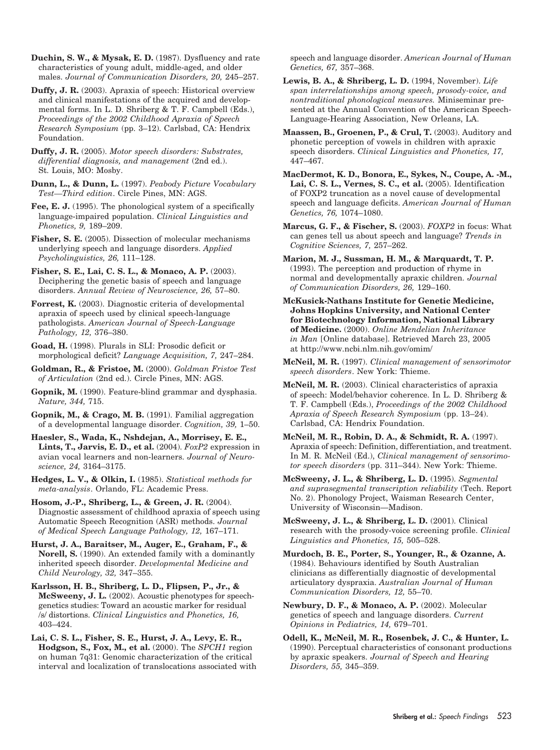**Duchin, S. W., & Mysak, E. D.** (1987). Dysfluency and rate characteristics of young adult, middle-aged, and older males. *Journal of Communication Disorders, 20,* 245–257.

**Duffy, J. R.** (2003). Apraxia of speech: Historical overview and clinical manifestations of the acquired and developmental forms. In L. D. Shriberg & T. F. Campbell (Eds.), *Proceedings of the 2002 Childhood Apraxia of Speech Research Symposium* (pp. 3–12). Carlsbad, CA: Hendrix Foundation.

**Duffy, J. R.** (2005). *Motor speech disorders: Substrates, differential diagnosis, and management* (2nd ed.). St. Louis, MO: Mosby.

**Dunn, L., & Dunn, L.** (1997). *Peabody Picture Vocabulary Test—Third edition*. Circle Pines, MN: AGS.

**Fee, E. J.** (1995). The phonological system of a specifically language-impaired population. *Clinical Linguistics and Phonetics, 9,* 189–209.

**Fisher, S. E.** (2005). Dissection of molecular mechanisms underlying speech and language disorders. *Applied Psycholinguistics, 26,* 111–128.

**Fisher, S. E., Lai, C. S. L., & Monaco, A. P.** (2003). Deciphering the genetic basis of speech and language disorders. *Annual Review of Neuroscience, 26,* 57–80.

**Forrest, K.** (2003). Diagnostic criteria of developmental apraxia of speech used by clinical speech-language pathologists. *American Journal of Speech-Language Pathology, 12,* 376–380.

**Goad, H.** (1998). Plurals in SLI: Prosodic deficit or morphological deficit? *Language Acquisition, 7,* 247–284.

**Goldman, R., & Fristoe, M.** (2000). *Goldman Fristoe Test of Articulation* (2nd ed.). Circle Pines, MN: AGS.

**Gopnik, M.** (1990). Feature-blind grammar and dysphasia. *Nature, 344,* 715.

**Gopnik, M., & Crago, M. B.** (1991). Familial aggregation of a developmental language disorder. *Cognition, 39,* 1–50.

**Haesler, S., Wada, K., Nshdejan, A., Morrisey, E. E., Lints, T., Jarvis, E. D., et al.** (2004). *FoxP2* expression in avian vocal learners and non-learners. *Journal of Neuroscience, 24,* 3164–3175.

**Hedges, L. V., & Olkin, I.** (1985). *Statistical methods for meta-analysis*. Orlando, FL: Academic Press.

**Hosom, J.-P., Shriberg, L., & Green, J. R.** (2004). Diagnostic assessment of childhood apraxia of speech using Automatic Speech Recognition (ASR) methods. *Journal of Medical Speech Language Pathology, 12,* 167–171.

**Hurst, J. A., Baraitser, M., Auger, E., Graham, F., & Norell, S.** (1990). An extended family with a dominantly inherited speech disorder. *Developmental Medicine and Child Neurology, 32,* 347–355.

**Karlsson, H. B., Shriberg, L. D., Flipsen, P., Jr., & McSweeny, J. L.** (2002). Acoustic phenotypes for speech-genetics studies: Toward an acoustic marker for residual /s/ distortions. *Clinical Linguistics and Phonetics, 16,* 403–424.

**Lai, C. S. L., Fisher, S. E., Hurst, J. A., Levy, E. R., Hodgson, S., Fox, M., et al.** (2000). The *SPCH1* region on human 7q31: Genomic characterization of the critical interval and localization of translocations associated with speech and language disorder. *American Journal of Human Genetics, 67,* 357–368.

**Lewis, B. A., & Shriberg, L. D.** (1994, November). *Life span interrelationships among speech, prosody-voice, and nontraditional phonological measures.* Miniseminar presented at the Annual Convention of the American Speech-Language-Hearing Association, New Orleans, LA.

**Maassen, B., Groenen, P., & Crul, T.** (2003). Auditory and phonetic perception of vowels in children with apraxic speech disorders. *Clinical Linguistics and Phonetics, 17,* 447–467.

**MacDermot, K. D., Bonora, E., Sykes, N., Coupe, A. -M., Lai, C. S. L., Vernes, S. C., et al.** (2005). Identification of FOXP2 truncation as a novel cause of developmental speech and language deficits. *American Journal of Human Genetics, 76,* 1074–1080.

**Marcus, G. F., & Fischer, S.** (2003). *FOXP2* in focus: What can genes tell us about speech and language? *Trends in Cognitive Sciences, 7,* 257–262.

**Marion, M. J., Sussman, H. M., & Marquardt, T. P.** (1993). The perception and production of rhyme in normal and developmentally apraxic children. *Journal of Communication Disorders, 26,* 129–160.

**McKusick-Nathans Institute for Genetic Medicine, Johns Hopkins University, and National Center for Biotechnology Information, National Library of Medicine.** (2000). *Online Mendelian Inheritance in Man* [Online database]. Retrieved March 23, 2005 at http://www.ncbi.nlm.nih.gov/omim/

**McNeil, M. R.** (1997). *Clinical management of sensorimotor speech disorders*. New York: Thieme.

**McNeil, M. R.** (2003). Clinical characteristics of apraxia of speech: Model/behavior coherence. In L. D. Shriberg & T. F. Campbell (Eds.), *Proceedings of the 2002 Childhood Apraxia of Speech Research Symposium* (pp. 13–24). Carlsbad, CA: Hendrix Foundation.

**McNeil, M. R., Robin, D. A., & Schmidt, R. A.** (1997). Apraxia of speech: Definition, differentiation, and treatment. In M. R. McNeil (Ed.), *Clinical management of sensorimotor speech disorders* (pp. 311–344). New York: Thieme.

**McSweeny, J. L., & Shriberg, L. D.** (1995). *Segmental and suprasegmental transcription reliability* (Tech. Report No. 2). Phonology Project, Waisman Research Center, University of Wisconsin—Madison.

**McSweeny, J. L., & Shriberg, L. D.** (2001). Clinical research with the prosody-voice screening profile. *Clinical Linguistics and Phonetics, 15,* 505–528.

**Murdoch, B. E., Porter, S., Younger, R., & Ozanne, A.** (1984). Behaviours identified by South Australian clinicians as differentially diagnostic of developmental articulatory dyspraxia. *Australian Journal of Human Communication Disorders, 12,* 55–70.

**Newbury, D. F., & Monaco, A. P.** (2002). Molecular genetics of speech and language disorders. *Current Opinions in Pediatrics, 14,* 679–701.

**Odell, K., McNeil, M. R., Rosenbek, J. C., & Hunter, L.** (1990). Perceptual characteristics of consonant productions by apraxic speakers. *Journal of Speech and Hearing Disorders, 55,* 345–359.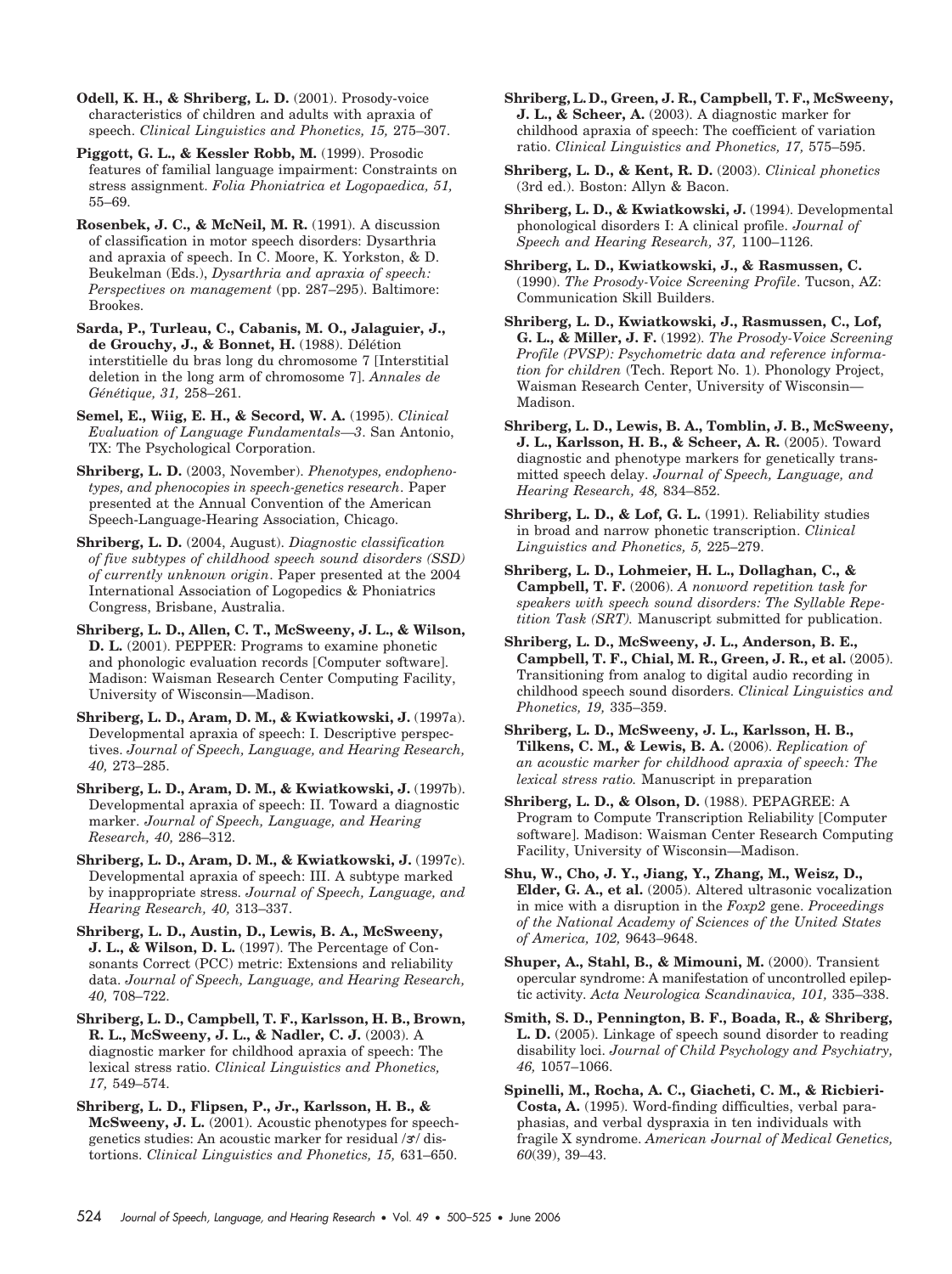**Odell, K. H., & Shriberg, L. D.** (2001). Prosody-voice characteristics of children and adults with apraxia of speech. *Clinical Linguistics and Phonetics, 15,* 275–307.

**Piggott, G. L., & Kessler Robb, M.** (1999). Prosodic features of familial language impairment: Constraints on stress assignment. *Folia Phoniatrica et Logopaedica, 51,* 55–69.

**Rosenbek, J. C., & McNeil, M. R.** (1991). A discussion of classification in motor speech disorders: Dysarthria and apraxia of speech. In C. Moore, K. Yorkston, & D. Beukelman (Eds.), *Dysarthria and apraxia of speech: Perspectives on management* (pp. 287–295). Baltimore: Brookes.

**Sarda, P., Turleau, C., Cabanis, M. O., Jalaguier, J., de Grouchy, J., & Bonnet, H.** (1988). Délétion interstitielle du bras long du chromosome 7 [Interstitial deletion in the long arm of chromosome 7]. *Annales de Génétique, 31,* 258–261.

**Semel, E., Wiig, E. H., & Secord, W. A.** (1995). *Clinical Evaluation of Language Fundamentals—3*. San Antonio, TX: The Psychological Corporation.

**Shriberg, L. D.** (2003, November). *Phenotypes, endophenotypes, and phenocopies in speech-genetics research*. Paper presented at the Annual Convention of the American Speech-Language-Hearing Association, Chicago.

**Shriberg, L. D.** (2004, August). *Diagnostic classification of five subtypes of childhood speech sound disorders (SSD) of currently unknown origin*. Paper presented at the 2004 International Association of Logopedics & Phoniatrics Congress, Brisbane, Australia.

**Shriberg, L. D., Allen, C. T., McSweeny, J. L., & Wilson, D. L.** (2001). PEPPER: Programs to examine phonetic and phonologic evaluation records [Computer software]. Madison: Waisman Research Center Computing Facility, University of Wisconsin—Madison.

**Shriberg, L. D., Aram, D. M., & Kwiatkowski, J.** (1997a). Developmental apraxia of speech: I. Descriptive perspectives. *Journal of Speech, Language, and Hearing Research, 40,* 273–285.

**Shriberg, L. D., Aram, D. M., & Kwiatkowski, J.** (1997b). Developmental apraxia of speech: II. Toward a diagnostic marker. *Journal of Speech, Language, and Hearing Research, 40,* 286–312.

**Shriberg, L. D., Aram, D. M., & Kwiatkowski, J.** (1997c). Developmental apraxia of speech: III. A subtype marked by inappropriate stress. *Journal of Speech, Language, and Hearing Research, 40,* 313–337.

**Shriberg, L. D., Austin, D., Lewis, B. A., McSweeny, J. L., & Wilson, D. L.** (1997). The Percentage of Consonants Correct (PCC) metric: Extensions and reliability data. *Journal of Speech, Language, and Hearing Research, 40,* 708–722.

**Shriberg, L. D., Campbell, T. F., Karlsson, H. B., Brown, R. L., McSweeny, J. L., & Nadler, C. J.** (2003). A diagnostic marker for childhood apraxia of speech: The lexical stress ratio. *Clinical Linguistics and Phonetics, 17,* 549–574.

**Shriberg, L. D., Flipsen, P., Jr., Karlsson, H. B., & McSweeny, J. L.** (2001). Acoustic phenotypes for speech-genetics studies: An acoustic marker for residual /ɝ/ distortions. *Clinical Linguistics and Phonetics, 15,* 631–650.

**Shriberg, L. D., Green, J. R., Campbell, T. F., McSweeny, J. L., & Scheer, A.** (2003). A diagnostic marker for childhood apraxia of speech: The coefficient of variation ratio. *Clinical Linguistics and Phonetics, 17,* 575–595.

**Shriberg, L. D., & Kent, R. D.** (2003). *Clinical phonetics* (3rd ed.). Boston: Allyn & Bacon.

**Shriberg, L. D., & Kwiatkowski, J.** (1994). Developmental phonological disorders I: A clinical profile. *Journal of Speech and Hearing Research, 37,* 1100–1126.

**Shriberg, L. D., Kwiatkowski, J., & Rasmussen, C.** (1990). *The Prosody-Voice Screening Profile*. Tucson, AZ: Communication Skill Builders.

**Shriberg, L. D., Kwiatkowski, J., Rasmussen, C., Lof, G. L., & Miller, J. F.** (1992). *The Prosody-Voice Screening Profile (PVSP): Psychometric data and reference information for children* (Tech. Report No. 1). Phonology Project, Waisman Research Center, University of Wisconsin—Madison.

**Shriberg, L. D., Lewis, B. A., Tomblin, J. B., McSweeny, J. L., Karlsson, H. B., & Scheer, A. R.** (2005). Toward diagnostic and phenotype markers for genetically transmitted speech delay. *Journal of Speech, Language, and Hearing Research, 48,* 834–852.

**Shriberg, L. D., & Lof, G. L.** (1991). Reliability studies in broad and narrow phonetic transcription. *Clinical Linguistics and Phonetics, 5,* 225–279.

**Shriberg, L. D., Lohmeier, H. L., Dollaghan, C., & Campbell, T. F.** (2006). *A nonword repetition task for speakers with speech sound disorders: The Syllable Repetition Task (SRT).* Manuscript submitted for publication.

**Shriberg, L. D., McSweeny, J. L., Anderson, B. E., Campbell, T. F., Chial, M. R., Green, J. R., et al.** (2005). Transitioning from analog to digital audio recording in childhood speech sound disorders. *Clinical Linguistics and Phonetics, 19,* 335–359.

**Shriberg, L. D., McSweeny, J. L., Karlsson, H. B., Tilkens, C. M., & Lewis, B. A.** (2006). *Replication of an acoustic marker for childhood apraxia of speech: The lexical stress ratio.* Manuscript in preparation

**Shriberg, L. D., & Olson, D.** (1988). PEPAGREE: A Program to Compute Transcription Reliability [Computer software]. Madison: Waisman Center Research Computing Facility, University of Wisconsin—Madison.

**Shu, W., Cho, J. Y., Jiang, Y., Zhang, M., Weisz, D., Elder, G. A., et al.** (2005). Altered ultrasonic vocalization in mice with a disruption in the *Foxp2* gene. *Proceedings of the National Academy of Sciences of the United States of America, 102,* 9643–9648.

**Shuper, A., Stahl, B., & Mimouni, M.** (2000). Transient opercular syndrome: A manifestation of uncontrolled epileptic activity. *Acta Neurologica Scandinavica, 101,* 335–338.

**Smith, S. D., Pennington, B. F., Boada, R., & Shriberg, L. D.** (2005). Linkage of speech sound disorder to reading disability loci. *Journal of Child Psychology and Psychiatry, 46,* 1057–1066.

**Spinelli, M., Rocha, A. C., Giacheti, C. M., & Ricbieri-Costa, A.** (1995). Word-finding difficulties, verbal paraphasias, and verbal dyspraxia in ten individuals with fragile X syndrome. *American Journal of Medical Genetics, 60*(39), 39–43.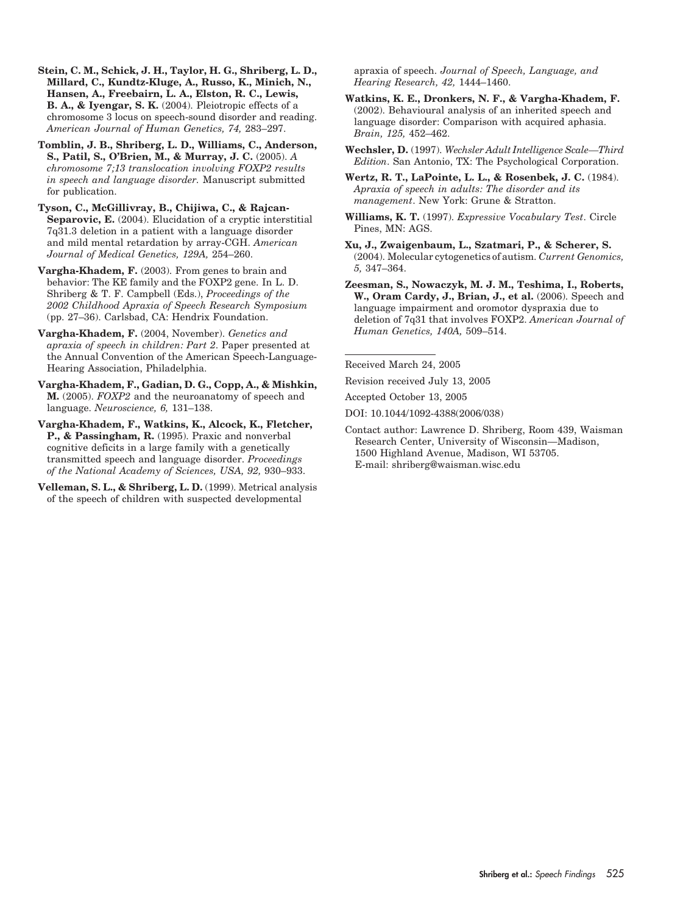**Stein, C. M., Schick, J. H., Taylor, H. G., Shriberg, L. D., Millard, C., Kundtz-Kluge, A., Russo, K., Minich, N., Hansen, A., Freebairn, L. A., Elston, R. C., Lewis, B. A., & Iyengar, S. K.** (2004). Pleiotropic effects of a chromosome 3 locus on speech-sound disorder and reading. *American Journal of Human Genetics, 74,* 283–297.

**Tomblin, J. B., Shriberg, L. D., Williams, C., Anderson, S., Patil, S., O'Brien, M., & Murray, J. C.** (2005). *A chromosome 7;13 translocation involving FOXP2 results in speech and language disorder.* Manuscript submitted for publication.

**Tyson, C., McGillivray, B., Chijiwa, C., & Rajcan-Separovic, E.** (2004). Elucidation of a cryptic interstitial 7q31.3 deletion in a patient with a language disorder and mild mental retardation by array-CGH. *American Journal of Medical Genetics, 129A,* 254–260.

**Vargha-Khadem, F.** (2003). From genes to brain and behavior: The KE family and the FOXP2 gene. In L. D. Shriberg & T. F. Campbell (Eds.), *Proceedings of the 2002 Childhood Apraxia of Speech Research Symposium* (pp. 27–36). Carlsbad, CA: Hendrix Foundation.

**Vargha-Khadem, F.** (2004, November). *Genetics and apraxia of speech in children: Part 2.* Paper presented at the Annual Convention of the American Speech-Language-Hearing Association, Philadelphia.

**Vargha-Khadem, F., Gadian, D. G., Copp, A., & Mishkin, M.** (2005). *FOXP2* and the neuroanatomy of speech and language. *Neuroscience, 6,* 131–138.

**Vargha-Khadem, F., Watkins, K., Alcock, K., Fletcher, P., & Passingham, R.** (1995). Praxic and nonverbal cognitive deficits in a large family with a genetically transmitted speech and language disorder. *Proceedings of the National Academy of Sciences, USA, 92,* 930–933.

**Velleman, S. L., & Shriberg, L. D.** (1999). Metrical analysis of the speech of children with suspected developmental apraxia of speech. *Journal of Speech, Language, and Hearing Research, 42,* 1444–1460.

**Watkins, K. E., Dronkers, N. F., & Vargha-Khadem, F.** (2002). Behavioural analysis of an inherited speech and language disorder: Comparison with acquired aphasia. *Brain, 125,* 452–462.

**Wechsler, D.** (1997). *Wechsler Adult Intelligence Scale—Third Edition*. San Antonio, TX: The Psychological Corporation.

**Wertz, R. T., LaPointe, L. L., & Rosenbek, J. C.** (1984). *Apraxia of speech in adults: The disorder and its management*. New York: Grune & Stratton.

**Williams, K. T.** (1997). *Expressive Vocabulary Test*. Circle Pines, MN: AGS.

**Xu, J., Zwaigenbaum, L., Szatmari, P., & Scherer, S.** (2004). Molecular cytogenetics of autism. *Current Genomics, 5,* 347–364.

**Zeesman, S., Nowaczyk, M. J. M., Teshima, I., Roberts, W., Oram Cardy, J., Brian, J., et al.** (2006). Speech and language impairment and oromotor dyspraxia due to deletion of 7q31 that involves FOXP2. *American Journal of Human Genetics, 140A,* 509–514.

---

Received March 24, 2005

Revision received July 13, 2005

Accepted October 13, 2005

DOI: 10.1044/1092-4388(2006/038)

Contact author: Lawrence D. Shriberg, Room 439, Waisman Research Center, University of Wisconsin—Madison, 1500 Highland Avenue, Madison, WI 53705. E-mail: shriberg@waisman.wisc.edu